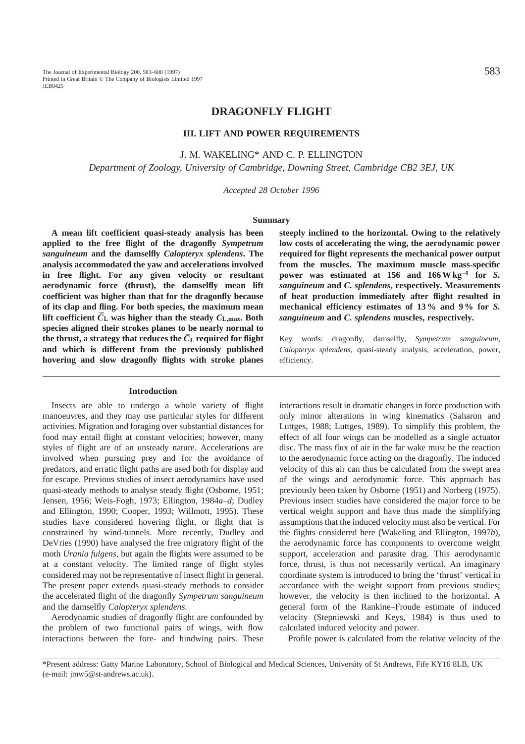# DRAGONFLY FLIGHT

## III. LIFT AND POWER REQUIREMENTS

J. M. WAKELING* AND C. P. ELLINGTON

*Department of Zoology, University of Cambridge, Downing Street, Cambridge CB2 3EJ, UK*

*Accepted 28 October 1996*

### Summary

**A mean lift coefficient quasi-steady analysis has been applied to the free flight of the dragonfly *Sympetrum sanguineum* and the damselfly *Calopteryx splendens*. The analysis accommodated the yaw and accelerations involved in free flight. For any given velocity or resultant aerodynamic force (thrust), the damselfly mean lift coefficient was higher than that for the dragonfly because of its clap and fling. For both species, the maximum mean lift coefficient $\bar{C}_L$ was higher than the steady $C_{L,max}$. Both species aligned their strokes planes to be nearly normal to the thrust, a strategy that reduces the $\bar{C}_L$ required for flight and which is different from the previously published hovering and slow dragonfly flights with stroke planes steeply inclined to the horizontal. Owing to the relatively low costs of accelerating the wing, the aerodynamic power required for flight represents the mechanical power output from the muscles. The maximum muscle mass-specific power was estimated at 156 and 166 W kg$^{-1}$ for *S. sanguineum* and *C. splendens*, respectively. Measurements of heat production immediately after flight resulted in mechanical efficiency estimates of 13 % and 9 % for *S. sanguineum* and *C. splendens* muscles, respectively.**

Key words: dragonfly, damselfly, *Sympetrum sanguineum*, *Calopteryx splendens*, quasi-steady analysis, acceleration, power, efficiency.

### Introduction

Insects are able to undergo a whole variety of flight manoeuvres, and they may use particular styles for different activities. Migration and foraging over substantial distances for food may entail flight at constant velocities; however, many styles of flight are of an unsteady nature. Accelerations are involved when pursuing prey and for the avoidance of predators, and erratic flight paths are used both for display and for escape. Previous studies of insect aerodynamics have used quasi-steady methods to analyse steady flight (Osborne, 1951; Jensen, 1956; Weis-Fogh, 1973; Ellington, 1984*a–d*; Dudley and Ellington, 1990; Cooper, 1993; Willmott, 1995). These studies have considered hovering flight, or flight that is constrained by wind-tunnels. More recently, Dudley and DeVries (1990) have analysed the free migratory flight of the moth *Urania fulgens*, but again the flights were assumed to be at a constant velocity. The limited range of flight styles considered may not be representative of insect flight in general. The present paper extends quasi-steady methods to consider the accelerated flight of the dragonfly *Sympetrum sanguineum* and the damselfly *Calopteryx splendens*.

Aerodynamic studies of dragonfly flight are confounded by the problem of two functional pairs of wings, with flow interactions between the fore- and hindwing pairs. These interactions result in dramatic changes in force production with only minor alterations in wing kinematics (Saharon and Luttges, 1988; Luttges, 1989). To simplify this problem, the effect of all four wings can be modelled as a single actuator disc. The mass flux of air in the far wake must be the reaction to the aerodynamic force acting on the dragonfly. The induced velocity of this air can thus be calculated from the swept area of the wings and aerodynamic force. This approach has previously been taken by Osborne (1951) and Norberg (1975). Previous insect studies have considered the major force to be vertical weight support and have thus made the simplifying assumptions that the induced velocity must also be vertical. For the flights considered here (Wakeling and Ellington, 1997*b*), the aerodynamic force has components to overcome weight support, acceleration and parasite drag. This aerodynamic force, thrust, is thus not necessarily vertical. An imaginary coordinate system is introduced to bring the 'thrust' vertical in accordance with the weight support from previous studies; however, the velocity is then inclined to the horizontal. A general form of the Rankine–Froude estimate of induced velocity (Stepniewski and Keys, 1984) is thus used to calculated induced velocity and power.

Profile power is calculated from the relative velocity of the

*Present address: Gatty Marine Laboratory, School of Biological and Medical Sciences, University of St Andrews, Fife KY16 8LB, UK (e-mail: jmw5@st-andrews.ac.uk).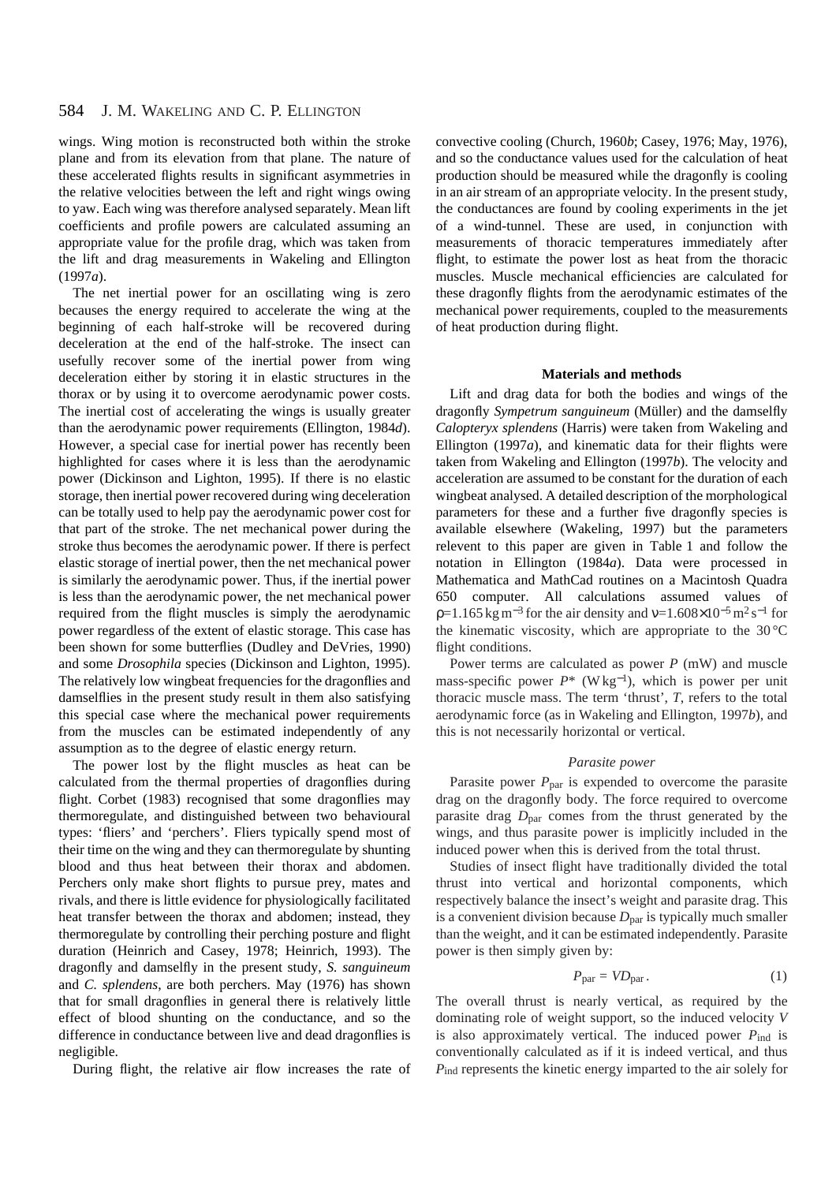wings. Wing motion is reconstructed both within the stroke plane and from its elevation from that plane. The nature of these accelerated flights results in significant asymmetries in the relative velocities between the left and right wings owing to yaw. Each wing was therefore analysed separately. Mean lift coefficients and profile powers are calculated assuming an appropriate value for the profile drag, which was taken from the lift and drag measurements in Wakeling and Ellington (1997*a*).

The net inertial power for an oscillating wing is zero becauses the energy required to accelerate the wing at the beginning of each half-stroke will be recovered during deceleration at the end of the half-stroke. The insect can usefully recover some of the inertial power from wing deceleration either by storing it in elastic structures in the thorax or by using it to overcome aerodynamic power costs. The inertial cost of accelerating the wings is usually greater than the aerodynamic power requirements (Ellington, 1984*d*). However, a special case for inertial power has recently been highlighted for cases where it is less than the aerodynamic power (Dickinson and Lighton, 1995). If there is no elastic storage, then inertial power recovered during wing deceleration can be totally used to help pay the aerodynamic power cost for that part of the stroke. The net mechanical power during the stroke thus becomes the aerodynamic power. If there is perfect elastic storage of inertial power, then the net mechanical power is similarly the aerodynamic power. Thus, if the inertial power is less than the aerodynamic power, the net mechanical power required from the flight muscles is simply the aerodynamic power regardless of the extent of elastic storage. This case has been shown for some butterflies (Dudley and DeVries, 1990) and some *Drosophila* species (Dickinson and Lighton, 1995). The relatively low wingbeat frequencies for the dragonflies and damselflies in the present study result in them also satisfying this special case where the mechanical power requirements from the muscles can be estimated independently of any assumption as to the degree of elastic energy return.

The power lost by the flight muscles as heat can be calculated from the thermal properties of dragonflies during flight. Corbet (1983) recognised that some dragonflies may thermoregulate, and distinguished between two behavioural types: 'fliers' and 'perchers'. Fliers typically spend most of their time on the wing and they can thermoregulate by shunting blood and thus heat between their thorax and abdomen. Perchers only make short flights to pursue prey, mates and rivals, and there is little evidence for physiologically facilitated heat transfer between the thorax and abdomen; instead, they thermoregulate by controlling their perching posture and flight duration (Heinrich and Casey, 1978; Heinrich, 1993). The dragonfly and damselfly in the present study, *S. sanguineum* and *C. splendens*, are both perchers. May (1976) has shown that for small dragonflies in general there is relatively little effect of blood shunting on the conductance, and so the difference in conductance between live and dead dragonflies is negligible.

During flight, the relative air flow increases the rate of convective cooling (Church, 1960*b*; Casey, 1976; May, 1976), and so the conductance values used for the calculation of heat production should be measured while the dragonfly is cooling in an air stream of an appropriate velocity. In the present study, the conductances are found by cooling experiments in the jet of a wind-tunnel. These are used, in conjunction with measurements of thoracic temperatures immediately after flight, to estimate the power lost as heat from the thoracic muscles. Muscle mechanical efficiencies are calculated for these dragonfly flights from the aerodynamic estimates of the mechanical power requirements, coupled to the measurements of heat production during flight.

## Materials and methods

Lift and drag data for both the bodies and wings of the dragonfly *Sympetrum sanguineum* (Müller) and the damselfly *Calopteryx splendens* (Harris) were taken from Wakeling and Ellington (1997*a*), and kinematic data for their flights were taken from Wakeling and Ellington (1997*b*). The velocity and acceleration are assumed to be constant for the duration of each wingbeat analysed. A detailed description of the morphological parameters for these and a further five dragonfly species is available elsewhere (Wakeling, 1997) but the parameters relevent to this paper are given in Table 1 and follow the notation in Ellington (1984*a*). Data were processed in Mathematica and MathCad routines on a Macintosh Quadra 650 computer. All calculations assumed values of $\rho=1.165\,\mathrm{kg\,m^{-3}}$ for the air density and $\nu=1.608\times10^{-5}\,\mathrm{m^2\,s^{-1}}$ for the kinematic viscosity, which are appropriate to the 30 °C flight conditions.

Power terms are calculated as power $P$ (mW) and muscle mass-specific power $P^*$ ($\mathrm{W\,kg^{-1}}$), which is power per unit thoracic muscle mass. The term 'thrust', $T$, refers to the total aerodynamic force (as in Wakeling and Ellington, 1997*b*), and this is not necessarily horizontal or vertical.

### *Parasite power*

Parasite power $P_{\mathrm{par}}$ is expended to overcome the parasite drag on the dragonfly body. The force required to overcome parasite drag $D_{\mathrm{par}}$ comes from the thrust generated by the wings, and thus parasite power is implicitly included in the induced power when this is derived from the total thrust.

Studies of insect flight have traditionally divided the total thrust into vertical and horizontal components, which respectively balance the insect's weight and parasite drag. This is a convenient division because $D_{\mathrm{par}}$ is typically much smaller than the weight, and it can be estimated independently. Parasite power is then simply given by:

$$P_{\mathrm{par}} = VD_{\mathrm{par}}\,. \tag{1}$$

The overall thrust is nearly vertical, as required by the dominating role of weight support, so the induced velocity $V$ is also approximately vertical. The induced power $P_{\mathrm{ind}}$ is conventionally calculated as if it is indeed vertical, and thus $P_{\mathrm{ind}}$ represents the kinetic energy imparted to the air solely for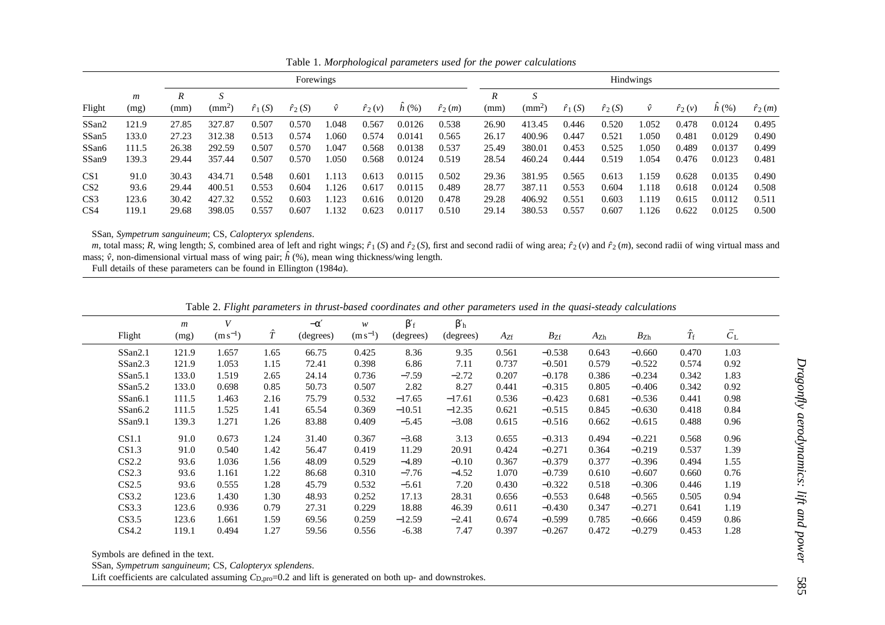Table 1. *Morphological parameters used for the power calculations*

| | | Forewings | | | | | | | | Hindwings | | | | | | | |
|---|---|---|---|---|---|---|---|---|---|---|---|---|---|---|---|---|---|
| Flight | $m$ (mg) | $R$ (mm) | $S$ (mm$^2$) | $\hat{r}_1(S)$ | $\hat{r}_2(S)$ | $\hat{v}$ | $\hat{r}_2(v)$ | $\hat{h}$ (%) | $\hat{r}_2(m)$ | $R$ (mm) | $S$ (mm$^2$) | $\hat{r}_1(S)$ | $\hat{r}_2(S)$ | $\hat{v}$ | $\hat{r}_2(v)$ | $\hat{h}$ (%) | $\hat{r}_2(m)$ |
| SSan2 | 121.9 | 27.85 | 327.87 | 0.507 | 0.570 | 1.048 | 0.567 | 0.0126 | 0.538 | 26.90 | 413.45 | 0.446 | 0.520 | 1.052 | 0.478 | 0.0124 | 0.495 |
| SSan5 | 133.0 | 27.23 | 312.38 | 0.513 | 0.574 | 1.060 | 0.574 | 0.0141 | 0.565 | 26.17 | 400.96 | 0.447 | 0.521 | 1.050 | 0.481 | 0.0129 | 0.490 |
| SSan6 | 111.5 | 26.38 | 292.59 | 0.507 | 0.570 | 1.047 | 0.568 | 0.0138 | 0.537 | 25.49 | 380.01 | 0.453 | 0.525 | 1.050 | 0.489 | 0.0137 | 0.499 |
| SSan9 | 139.3 | 29.44 | 357.44 | 0.507 | 0.570 | 1.050 | 0.568 | 0.0124 | 0.519 | 28.54 | 460.24 | 0.444 | 0.519 | 1.054 | 0.476 | 0.0123 | 0.481 |
| CS1 | 91.0 | 30.43 | 434.71 | 0.548 | 0.601 | 1.113 | 0.613 | 0.0115 | 0.502 | 29.36 | 381.95 | 0.565 | 0.613 | 1.159 | 0.628 | 0.0135 | 0.490 |
| CS2 | 93.6 | 29.44 | 400.51 | 0.553 | 0.604 | 1.126 | 0.617 | 0.0115 | 0.489 | 28.77 | 387.11 | 0.553 | 0.604 | 1.118 | 0.618 | 0.0124 | 0.508 |
| CS3 | 123.6 | 30.42 | 427.32 | 0.552 | 0.603 | 1.123 | 0.616 | 0.0120 | 0.478 | 29.28 | 406.92 | 0.551 | 0.603 | 1.119 | 0.615 | 0.0112 | 0.511 |
| CS4 | 119.1 | 29.68 | 398.05 | 0.557 | 0.607 | 1.132 | 0.623 | 0.0117 | 0.510 | 29.14 | 380.53 | 0.557 | 0.607 | 1.126 | 0.622 | 0.0125 | 0.500 |

SSan, *Sympetrum sanguineum*; CS, *Calopteryx splendens*.

$m$, total mass; $R$, wing length; $S$, combined area of left and right wings; $\hat{r}_1(S)$ and $\hat{r}_2(S)$, first and second radii of wing area; $\hat{r}_2(v)$ and $\hat{r}_2(m)$, second radii of wing virtual mass and mass; $\hat{v}$, non-dimensional virtual mass of wing pair; $\hat{h}$ (%), mean wing thickness/wing length.

Full details of these parameters can be found in Ellington (1984*a*).

Table 2. *Flight parameters in thrust-based coordinates and other parameters used in the quasi-steady calculations*

| Flight | $m$ (mg) | $V$ (m s$^{-1}$) | $\hat{T}$ | $-\alpha'$ (degrees) | $w$ (m s$^{-1}$) | $\beta'_f$ (degrees) | $\beta'_h$ (degrees) | $A_{Zf}$ | $B_{Zf}$ | $A_{Zh}$ | $B_{Zh}$ | $\hat{T}_f$ | $\bar{C}_L$ |
|---|---|---|---|---|---|---|---|---|---|---|---|---|---|
| SSan2.1 | 121.9 | 1.657 | 1.65 | 66.75 | 0.425 | 8.36 | 9.35 | 0.561 | −0.538 | 0.643 | −0.660 | 0.470 | 1.03 |
| SSan2.3 | 121.9 | 1.053 | 1.15 | 72.41 | 0.398 | 6.86 | 7.11 | 0.737 | −0.501 | 0.579 | −0.522 | 0.574 | 0.92 |
| SSan5.1 | 133.0 | 1.519 | 2.65 | 24.14 | 0.736 | −7.59 | −2.72 | 0.207 | −0.178 | 0.386 | −0.234 | 0.342 | 1.83 |
| SSan5.2 | 133.0 | 0.698 | 0.85 | 50.73 | 0.507 | 2.82 | 8.27 | 0.441 | −0.315 | 0.805 | −0.406 | 0.342 | 0.92 |
| SSan6.1 | 111.5 | 1.463 | 2.16 | 75.79 | 0.532 | −17.65 | −17.61 | 0.536 | −0.423 | 0.681 | −0.536 | 0.441 | 0.98 |
| SSan6.2 | 111.5 | 1.525 | 1.41 | 65.54 | 0.369 | −10.51 | −12.35 | 0.621 | −0.515 | 0.845 | −0.630 | 0.418 | 0.84 |
| SSan9.1 | 139.3 | 1.271 | 1.26 | 83.88 | 0.409 | −5.45 | −3.08 | 0.615 | −0.516 | 0.662 | −0.615 | 0.488 | 0.96 |
| CS1.1 | 91.0 | 0.673 | 1.24 | 31.40 | 0.367 | −3.68 | 3.13 | 0.655 | −0.313 | 0.494 | −0.221 | 0.568 | 0.96 |
| CS1.3 | 91.0 | 0.540 | 1.42 | 56.47 | 0.419 | 11.29 | 20.91 | 0.424 | −0.271 | 0.364 | −0.219 | 0.537 | 1.39 |
| CS2.2 | 93.6 | 1.036 | 1.56 | 48.09 | 0.529 | −4.89 | −0.10 | 0.367 | −0.379 | 0.377 | −0.396 | 0.494 | 1.55 |
| CS2.3 | 93.6 | 1.161 | 1.22 | 86.68 | 0.310 | −7.76 | −4.52 | 1.070 | −0.739 | 0.610 | −0.607 | 0.660 | 0.76 |
| CS2.5 | 93.6 | 0.555 | 1.28 | 45.79 | 0.532 | −5.61 | 7.20 | 0.430 | −0.322 | 0.518 | −0.306 | 0.446 | 1.19 |
| CS3.2 | 123.6 | 1.430 | 1.30 | 48.93 | 0.252 | 17.13 | 28.31 | 0.656 | −0.553 | 0.648 | −0.565 | 0.505 | 0.94 |
| CS3.3 | 123.6 | 0.936 | 0.79 | 27.31 | 0.229 | 18.88 | 46.39 | 0.611 | −0.430 | 0.347 | −0.271 | 0.641 | 1.19 |
| CS3.5 | 123.6 | 1.661 | 1.59 | 69.56 | 0.259 | −12.59 | −2.41 | 0.674 | −0.599 | 0.785 | −0.666 | 0.459 | 0.86 |
| CS4.2 | 119.1 | 0.494 | 1.27 | 59.56 | 0.556 | -6.38 | 7.47 | 0.397 | −0.267 | 0.472 | −0.279 | 0.453 | 1.28 |

Symbols are defined in the text.

SSan, *Sympetrum sanguineum*; CS, *Calopteryx splendens*.

Lift coefficients are calculated assuming $C_{D,pro}$=0.2 and lift is generated on both up- and downstrokes.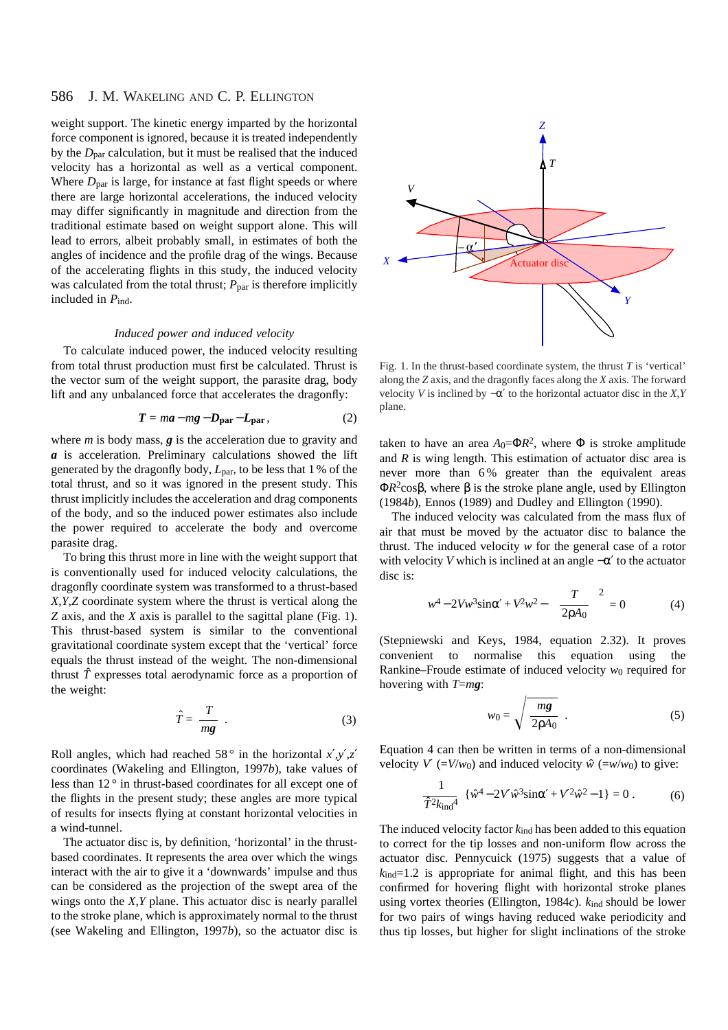weight support. The kinetic energy imparted by the horizontal force component is ignored, because it is treated independently by the $D_{par}$ calculation, but it must be realised that the induced velocity has a horizontal as well as a vertical component. Where $D_{par}$ is large, for instance at fast flight speeds or where there are large horizontal accelerations, the induced velocity may differ significantly in magnitude and direction from the traditional estimate based on weight support alone. This will lead to errors, albeit probably small, in estimates of both the angles of incidence and the profile drag of the wings. Because of the accelerating flights in this study, the induced velocity was calculated from the total thrust; $P_{par}$ is therefore implicitly included in $P_{ind}$.

### *Induced power and induced velocity*

To calculate induced power, the induced velocity resulting from total thrust production must first be calculated. Thrust is the vector sum of the weight support, the parasite drag, body lift and any unbalanced force that accelerates the dragonfly:

$$\boldsymbol{T} = m\boldsymbol{a} - m\boldsymbol{g} - \boldsymbol{D}_{\mathbf{par}} - \boldsymbol{L}_{\mathbf{par}}\,, \tag{2}$$

where $m$ is body mass, $\boldsymbol{g}$ is the acceleration due to gravity and $\boldsymbol{a}$ is acceleration. Preliminary calculations showed the lift generated by the dragonfly body, $L_{par}$, to be less that 1 % of the total thrust, and so it was ignored in the present study. This thrust implicitly includes the acceleration and drag components of the body, and so the induced power estimates also include the power required to accelerate the body and overcome parasite drag.

To bring this thrust more in line with the weight support that is conventionally used for induced velocity calculations, the dragonfly coordinate system was transformed to a thrust-based $X,Y,Z$ coordinate system where the thrust is vertical along the $Z$ axis, and the $X$ axis is parallel to the sagittal plane (Fig. 1). This thrust-based system is similar to the conventional gravitational coordinate system except that the 'vertical' force equals the thrust instead of the weight. The non-dimensional thrust $\hat{T}$ expresses total aerodynamic force as a proportion of the weight:

$$\hat{T} = \frac{T}{m\boldsymbol{g}}\,. \tag{3}$$

Roll angles, which had reached 58 ° in the horizontal $x',y',z'$ coordinates (Wakeling and Ellington, 1997*b*), take values of less than 12 ° in thrust-based coordinates for all except one of the flights in the present study; these angles are more typical of results for insects flying at constant horizontal velocities in a wind-tunnel.

The actuator disc is, by definition, 'horizontal' in the thrust-based coordinates. It represents the area over which the wings interact with the air to give it a 'downwards' impulse and thus can be considered as the projection of the swept area of the wings onto the $X,Y$ plane. This actuator disc is nearly parallel to the stroke plane, which is approximately normal to the thrust (see Wakeling and Ellington, 1997*b*), so the actuator disc is taken to have an area $A_0=\Phi R^2$, where $\Phi$ is stroke amplitude and $R$ is wing length. This estimation of actuator disc area is never more than 6 % greater than the equivalent areas $\Phi R^2\cos\beta$, where $\beta$ is the stroke plane angle, used by Ellington (1984*b*), Ennos (1989) and Dudley and Ellington (1990).

The induced velocity was calculated from the mass flux of air that must be moved by the actuator disc to balance the thrust. The induced velocity $w$ for the general case of a rotor with velocity $V$ which is inclined at an angle $-\alpha'$ to the actuator disc is:

$$w^4 - 2Vw^3\sin\alpha' + V^2w^2 - \left(\frac{T}{2\rho A_0}\right)^2 = 0 \tag{4}$$

(Stepniewski and Keys, 1984, equation 2.32). It proves convenient to normalise this equation using the Rankine–Froude estimate of induced velocity $w_0$ required for hovering with $T=m\boldsymbol{g}$:

$$w_0 = \sqrt{\frac{m\boldsymbol{g}}{2\rho A_0}}\,. \tag{5}$$

Equation 4 can then be written in terms of a non-dimensional velocity $V'$ ($=V/w_0$) and induced velocity $\hat{w}$ ($=w/w_0$) to give:

$$\frac{1}{\hat{T}^2 k_{ind}{}^4}\,\{\hat{w}^4 - 2V'\hat{w}^3\sin\alpha' + V'^2\hat{w}^2 - 1\} = 0\,. \tag{6}$$

The induced velocity factor $k_{ind}$ has been added to this equation to correct for the tip losses and non-uniform flow across the actuator disc. Pennycuick (1975) suggests that a value of $k_{ind}$=1.2 is appropriate for animal flight, and this has been confirmed for hovering flight with horizontal stroke planes using vortex theories (Ellington, 1984*c*). $k_{ind}$ should be lower for two pairs of wings having reduced wake periodicity and thus tip losses, but higher for slight inclinations of the stroke

Z
T
V
−α′
X
Actuator disc
Y

Fig. 1. In the thrust-based coordinate system, the thrust $T$ is 'vertical' along the $Z$ axis, and the dragonfly faces along the $X$ axis. The forward velocity $V$ is inclined by $-\alpha'$ to the horizontal actuator disc in the $X,Y$ plane.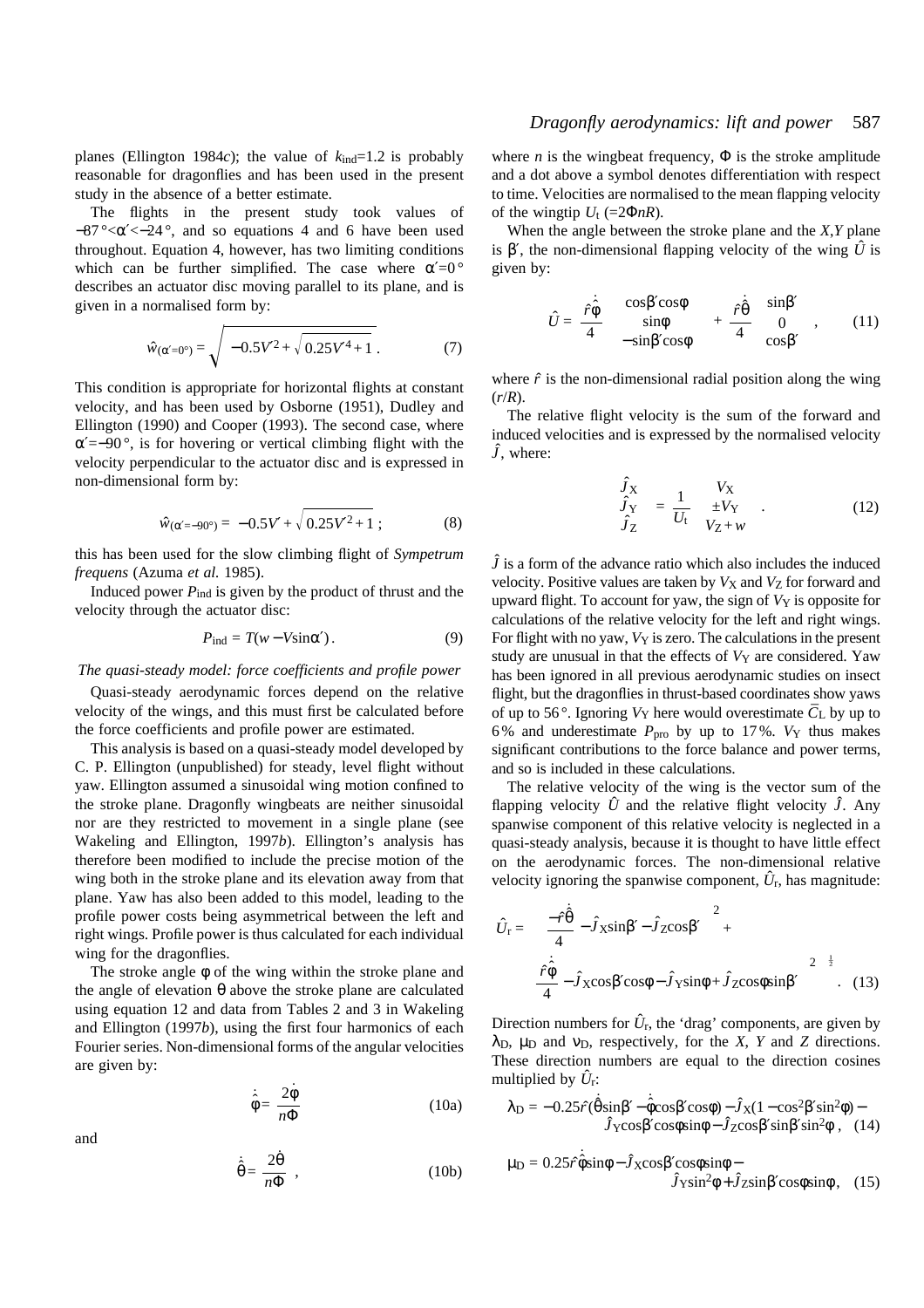planes (Ellington 1984*c*); the value of $k_{ind}$=1.2 is probably reasonable for dragonflies and has been used in the present study in the absence of a better estimate.

The flights in the present study took values of $-87° < \alpha' < -24°$, and so equations 4 and 6 have been used throughout. Equation 4, however, has two limiting conditions which can be further simplified. The case where $\alpha'$=0° describes an actuator disc moving parallel to its plane, and is given in a normalised form by:

$$\hat{w}_{(\alpha'=0°)} = \sqrt{-0.5V'^2 + \sqrt{0.25V'^4 + 1}}\,. \tag{7}$$

This condition is appropriate for horizontal flights at constant velocity, and has been used by Osborne (1951), Dudley and Ellington (1990) and Cooper (1993). The second case, where $\alpha'$=−90°, is for hovering or vertical climbing flight with the velocity perpendicular to the actuator disc and is expressed in non-dimensional form by:

$$\hat{w}_{(\alpha'=-90°)} = -0.5V' + \sqrt{0.25V'^2 + 1}\,; \tag{8}$$

this has been used for the slow climbing flight of *Sympetrum frequens* (Azuma *et al.* 1985).

Induced power $P_{ind}$ is given by the product of thrust and the velocity through the actuator disc:

$$P_{ind} = T(w - V\sin\alpha')\,. \tag{9}$$

*The quasi-steady model: force coefficients and profile power*

Quasi-steady aerodynamic forces depend on the relative velocity of the wings, and this must first be calculated before the force coefficients and profile power are estimated.

This analysis is based on a quasi-steady model developed by C. P. Ellington (unpublished) for steady, level flight without yaw. Ellington assumed a sinusoidal wing motion confined to the stroke plane. Dragonfly wingbeats are neither sinusoidal nor are they restricted to movement in a single plane (see Wakeling and Ellington, 1997*b*). Ellington's analysis has therefore been modified to include the precise motion of the wing both in the stroke plane and its elevation away from that plane. Yaw has also been added to this model, leading to the profile power costs being asymmetrical between the left and right wings. Profile power is thus calculated for each individual wing for the dragonflies.

The stroke angle $\phi$ of the wing within the stroke plane and the angle of elevation $\theta$ above the stroke plane are calculated using equation 12 and data from Tables 2 and 3 in Wakeling and Ellington (1997*b*), using the first four harmonics of each Fourier series. Non-dimensional forms of the angular velocities are given by:

$$\hat{\dot{\phi}} = \frac{2\dot{\phi}}{n\Phi} \tag{10a}$$

and

$$\hat{\dot{\theta}} = \frac{2\dot{\theta}}{n\Phi}\,, \tag{10b}$$

where $n$ is the wingbeat frequency, $\Phi$ is the stroke amplitude and a dot above a symbol denotes differentiation with respect to time. Velocities are normalised to the mean flapping velocity of the wingtip $U_t$ (=$2\Phi nR$).

When the angle between the stroke plane and the $X,Y$ plane is $\beta'$, the non-dimensional flapping velocity of the wing $\hat{U}$ is given by:

$$\hat{U} = \frac{\hat{r}\hat{\dot{\phi}}}{4}\begin{bmatrix}\cos\beta'\cos\phi \\ \sin\phi \\ -\sin\beta'\cos\phi\end{bmatrix} + \frac{\hat{r}\hat{\dot{\theta}}}{4}\begin{bmatrix}\sin\beta' \\ 0 \\ \cos\beta'\end{bmatrix}, \tag{11}$$

where $\hat{r}$ is the non-dimensional radial position along the wing ($r/R$).

The relative flight velocity is the sum of the forward and induced velocities and is expressed by the normalised velocity $\hat{J}$, where:

$$\begin{bmatrix}\hat{J}_X \\ \hat{J}_Y \\ \hat{J}_Z\end{bmatrix} = \frac{1}{U_t}\begin{bmatrix}V_X \\ \pm V_Y \\ V_Z + w\end{bmatrix}. \tag{12}$$

$\hat{J}$ is a form of the advance ratio which also includes the induced velocity. Positive values are taken by $V_X$ and $V_Z$ for forward and upward flight. To account for yaw, the sign of $V_Y$ is opposite for calculations of the relative velocity for the left and right wings. For flight with no yaw, $V_Y$ is zero. The calculations in the present study are unusual in that the effects of $V_Y$ are considered. Yaw has been ignored in all previous aerodynamic studies on insect flight, but the dragonflies in thrust-based coordinates show yaws of up to 56°. Ignoring $V_Y$ here would overestimate $\bar{C}_L$ by up to 6% and underestimate $P_{pro}$ by up to 17%. $V_Y$ thus makes significant contributions to the force balance and power terms, and so is included in these calculations.

The relative velocity of the wing is the vector sum of the flapping velocity $\hat{U}$ and the relative flight velocity $\hat{J}$. Any spanwise component of this relative velocity is neglected in a quasi-steady analysis, because it is thought to have little effect on the aerodynamic forces. The non-dimensional relative velocity ignoring the spanwise component, $\hat{U}_r$, has magnitude:

$$\hat{U}_r = \left[\left(\frac{-\hat{r}\hat{\dot{\theta}}}{4} - \hat{J}_X\sin\beta' - \hat{J}_Z\cos\beta'\right)^2 + \left(\frac{\hat{r}\hat{\dot{\phi}}}{4} - \hat{J}_X\cos\beta'\cos\phi - \hat{J}_Y\sin\phi + \hat{J}_Z\cos\phi\sin\beta'\right)^2\right]^{\frac{1}{2}}. \tag{13}$$

Direction numbers for $\hat{U}_r$, the 'drag' components, are given by $\lambda_D$, $\mu_D$ and $\nu_D$, respectively, for the $X$, $Y$ and $Z$ directions. These direction numbers are equal to the direction cosines multiplied by $\hat{U}_r$:

$$\lambda_D = -0.25\hat{r}(\hat{\dot{\theta}}\sin\beta' - \hat{\dot{\phi}}\cos\beta'\cos\phi) - \hat{J}_X(1 - \cos^2\beta'\sin^2\phi) - \hat{J}_Y\cos\beta'\cos\phi\sin\phi - \hat{J}_Z\cos\beta'\sin\beta'\sin^2\phi\,, \tag{14}$$

$$\mu_D = 0.25\hat{r}\hat{\dot{\phi}}\sin\phi - \hat{J}_X\cos\beta'\cos\phi\sin\phi - \hat{J}_Y\sin^2\phi + \hat{J}_Z\sin\beta'\cos\phi\sin\phi\,, \tag{15}$$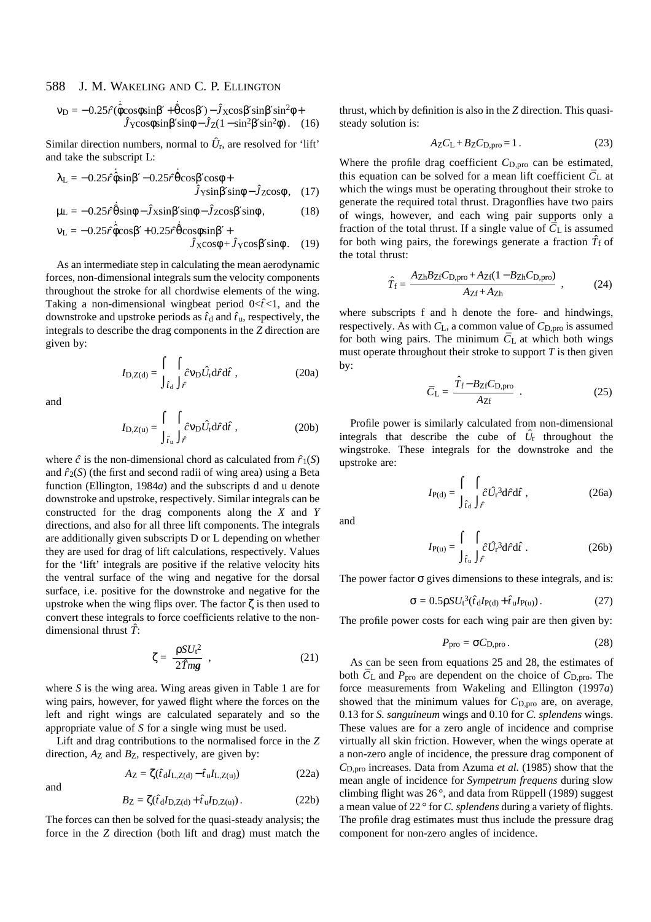$$\nu_D = -0.25\hat{r}(\dot{\hat{\phi}}\cos\phi\sin\beta' + \dot{\hat{\theta}}\cos\beta') - \hat{J}_X\cos\beta'\sin\beta'\sin^2\phi + \hat{J}_Y\cos\phi\sin\beta'\sin\phi - \hat{J}_Z(1 - \sin^2\beta'\sin^2\phi)\,. \quad (16)$$

Similar direction numbers, normal to $\hat{U}_r$, are resolved for 'lift' and take the subscript L:

$$\lambda_L = -0.25\hat{r}\dot{\hat{\phi}}\sin\beta' - 0.25\hat{r}\dot{\hat{\theta}}\cos\beta'\cos\phi + \hat{J}_Y\sin\beta'\sin\phi - \hat{J}_Z\cos\phi\,, \quad (17)$$

$$\mu_L = -0.25\hat{r}\dot{\hat{\theta}}\sin\phi - \hat{J}_X\sin\beta'\sin\phi - \hat{J}_Z\cos\beta'\sin\phi\,, \quad (18)$$

$$\nu_L = -0.25\hat{r}\dot{\hat{\phi}}\cos\beta' + 0.25\hat{r}\dot{\hat{\theta}}\cos\phi\sin\beta' + \hat{J}_X\cos\phi + \hat{J}_Y\cos\beta'\sin\phi\,. \quad (19)$$

As an intermediate step in calculating the mean aerodynamic forces, non-dimensional integrals sum the velocity components throughout the stroke for all chordwise elements of the wing. Taking a non-dimensional wingbeat period $0<\hat{t}<1$, and the downstroke and upstroke periods as $\hat{t}_d$ and $\hat{t}_u$, respectively, the integrals to describe the drag components in the $Z$ direction are given by:

$$I_{D,Z(d)} = \int_{\hat{t}_d}\int_{\hat{r}} \hat{c}\nu_D\hat{U}_r\mathrm{d}\hat{r}\mathrm{d}\hat{t}\,, \quad (20a)$$

and

$$I_{D,Z(u)} = \int_{\hat{t}_u}\int_{\hat{r}} \hat{c}\nu_D\hat{U}_r\mathrm{d}\hat{r}\mathrm{d}\hat{t}\,, \quad (20b)$$

where $\hat{c}$ is the non-dimensional chord as calculated from $\hat{r}_1(S)$ and $\hat{r}_2(S)$ (the first and second radii of wing area) using a Beta function (Ellington, 1984*a*) and the subscripts d and u denote downstroke and upstroke, respectively. Similar integrals can be constructed for the drag components along the $X$ and $Y$ directions, and also for all three lift components. The integrals are additionally given subscripts D or L depending on whether they are used for drag of lift calculations, respectively. Values for the 'lift' integrals are positive if the relative velocity hits the ventral surface of the wing and negative for the dorsal surface, i.e. positive for the downstroke and negative for the upstroke when the wing flips over. The factor $\zeta$ is then used to convert these integrals to force coefficients relative to the non-dimensional thrust $\hat{T}$:

$$\zeta = \frac{\rho S U_t^2}{2\hat{T}m\boldsymbol{g}}\,, \quad (21)$$

where $S$ is the wing area. Wing areas given in Table 1 are for wing pairs, however, for yawed flight where the forces on the left and right wings are calculated separately and so the appropriate value of $S$ for a single wing must be used.

Lift and drag contributions to the normalised force in the $Z$ direction, $A_Z$ and $B_Z$, respectively, are given by:

$$A_Z = \zeta(\hat{t}_d I_{L,Z(d)} - \hat{t}_u I_{L,Z(u)}) \quad (22a)$$

and

$$B_Z = \zeta(\hat{t}_d I_{D,Z(d)} + \hat{t}_u I_{D,Z(u)})\,. \quad (22b)$$

The forces can then be solved for the quasi-steady analysis; the force in the $Z$ direction (both lift and drag) must match the thrust, which by definition is also in the $Z$ direction. This quasi-steady solution is:

$$A_Z C_L + B_Z C_{D,pro} = 1\,. \quad (23)$$

Where the profile drag coefficient $C_{D,pro}$ can be estimated, this equation can be solved for a mean lift coefficient $\bar{C}_L$ at which the wings must be operating throughout their stroke to generate the required total thrust. Dragonflies have two pairs of wings, however, and each wing pair supports only a fraction of the total thrust. If a single value of $\bar{C}_L$ is assumed for both wing pairs, the forewings generate a fraction $\hat{T}_f$ of the total thrust:

$$\hat{T}_f = \frac{A_{Zh}B_{Zf}C_{D,pro} + A_{Zf}(1 - B_{Zh}C_{D,pro})}{A_{Zf} + A_{Zh}}\,, \quad (24)$$

where subscripts f and h denote the fore- and hindwings, respectively. As with $C_L$, a common value of $C_{D,pro}$ is assumed for both wing pairs. The minimum $\bar{C}_L$ at which both wings must operate throughout their stroke to support $T$ is then given by:

$$\bar{C}_L = \frac{\hat{T}_f - B_{Zf}C_{D,pro}}{A_{Zf}}\,. \quad (25)$$

Profile power is similarly calculated from non-dimensional integrals that describe the cube of $\hat{U}_r$ throughout the wingstroke. These integrals for the downstroke and the upstroke are:

$$I_{P(d)} = \int_{\hat{t}_d}\int_{\hat{r}} \hat{c}\hat{U}_r^3\mathrm{d}\hat{r}\mathrm{d}\hat{t}\,, \quad (26a)$$

and

$$I_{P(u)} = \int_{\hat{t}_u}\int_{\hat{r}} \hat{c}\hat{U}_r^3\mathrm{d}\hat{r}\mathrm{d}\hat{t}\,. \quad (26b)$$

The power factor $\sigma$ gives dimensions to these integrals, and is:

$$\sigma = 0.5\rho S U_t^3(\hat{t}_d I_{P(d)} + \hat{t}_u I_{P(u)})\,. \quad (27)$$

The profile power costs for each wing pair are then given by:

$$P_{pro} = \sigma C_{D,pro}\,. \quad (28)$$

As can be seen from equations 25 and 28, the estimates of both $\bar{C}_L$ and $P_{pro}$ are dependent on the choice of $C_{D,pro}$. The force measurements from Wakeling and Ellington (1997*a*) showed that the minimum values for $C_{D,pro}$ are, on average, 0.13 for *S. sanguineum* wings and 0.10 for *C. splendens* wings. These values are for a zero angle of incidence and comprise virtually all skin friction. However, when the wings operate at a non-zero angle of incidence, the pressure drag component of $C_{D,pro}$ increases. Data from Azuma *et al.* (1985) show that the mean angle of incidence for *Sympetrum frequens* during slow climbing flight was 26°, and data from Rüppell (1989) suggest a mean value of 22° for *C. splendens* during a variety of flights. The profile drag estimates must thus include the pressure drag component for non-zero angles of incidence.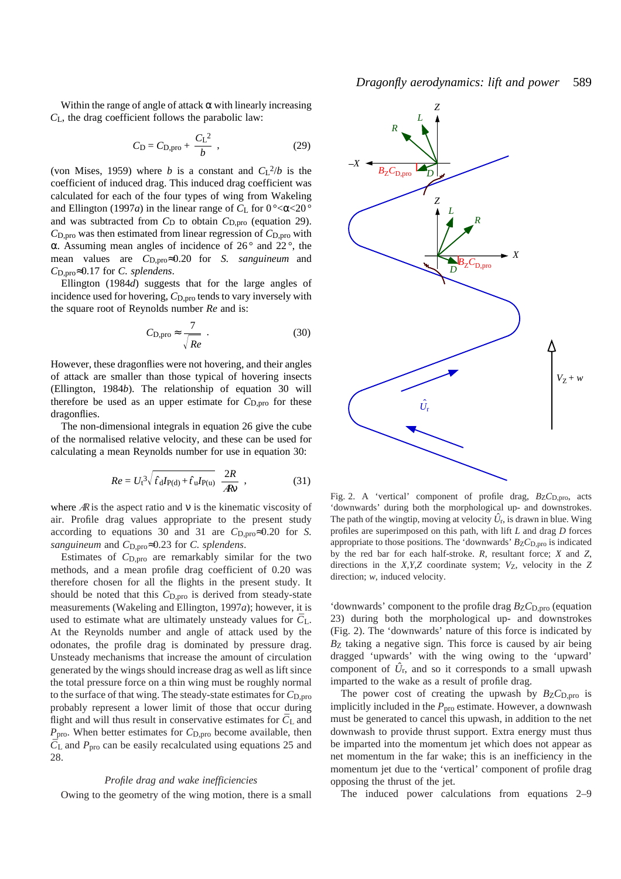Within the range of angle of attack α with linearly increasing $C_L$, the drag coefficient follows the parabolic law:

$$C_D = C_{D,pro} + \frac{C_L^2}{b}\,, \tag{29}$$

(von Mises, 1959) where $b$ is a constant and $C_L^2/b$ is the coefficient of induced drag. This induced drag coefficient was calculated for each of the four types of wing from Wakeling and Ellington (1997*a*) in the linear range of $C_L$ for $0° < \alpha < 20°$ and was subtracted from $C_D$ to obtain $C_{D,pro}$ (equation 29). $C_{D,pro}$ was then estimated from linear regression of $C_{D,pro}$ with α. Assuming mean angles of incidence of 26° and 22°, the mean values are $C_{D,pro} \approx 0.20$ for *S. sanguineum* and $C_{D,pro} \approx 0.17$ for *C. splendens*.

Ellington (1984*d*) suggests that for the large angles of incidence used for hovering, $C_{D,pro}$ tends to vary inversely with the square root of Reynolds number $Re$ and is:

$$C_{D,pro} \approx \frac{7}{\sqrt{Re}}\,. \tag{30}$$

However, these dragonflies were not hovering, and their angles of attack are smaller than those typical of hovering insects (Ellington, 1984*b*). The relationship of equation 30 will therefore be used as an upper estimate for $C_{D,pro}$ for these dragonflies.

The non-dimensional integrals in equation 26 give the cube of the normalised relative velocity, and these can be used for calculating a mean Reynolds number for use in equation 30:

$$Re = U_t \sqrt[3]{\hat{t}_d I_{P(d)} + \hat{t}_u I_{P(u)}}\;\frac{2R}{\mathcal{R}\nu}\,, \tag{31}$$

where $\mathcal{R}$ is the aspect ratio and ν is the kinematic viscosity of air. Profile drag values appropriate to the present study according to equations 30 and 31 are $C_{D,pro} \approx 0.20$ for *S. sanguineum* and $C_{D,pro} \approx 0.23$ for *C. splendens*.

Estimates of $C_{D,pro}$ are remarkably similar for the two methods, and a mean profile drag coefficient of 0.20 was therefore chosen for all the flights in the present study. It should be noted that this $C_{D,pro}$ is derived from steady-state measurements (Wakeling and Ellington, 1997*a*); however, it is used to estimate what are ultimately unsteady values for $\bar{C}_L$. At the Reynolds number and angle of attack used by the odonates, the profile drag is dominated by pressure drag. Unsteady mechanisms that increase the amount of circulation generated by the wings should increase drag as well as lift since the total pressure force on a thin wing must be roughly normal to the surface of that wing. The steady-state estimates for $C_{D,pro}$ probably represent a lower limit of those that occur during flight and will thus result in conservative estimates for $\bar{C}_L$ and $P_{pro}$. When better estimates for $C_{D,pro}$ become available, then $\bar{C}_L$ and $P_{pro}$ can be easily recalculated using equations 25 and 28.

### *Profile drag and wake inefficiencies*

Owing to the geometry of the wing motion, there is a small 'downwards' component to the profile drag $B_Z C_{D,pro}$ (equation 23) during both the morphological up- and downstrokes (Fig. 2). The 'downwards' nature of this force is indicated by $B_Z$ taking a negative sign. This force is caused by air being dragged 'upwards' with the wing owing to the 'upward' component of $\hat{U}_r$, and so it corresponds to a small upwash imparted to the wake as a result of profile drag.

Z
L
R
–X
$B_Z C_{D,pro}$
D
Z
L
R
X
$B_Z C_{D,pro}$
D
$V_Z + w$
$\hat{U}_r$

Fig. 2. A 'vertical' component of profile drag, $B_Z C_{D,pro}$, acts 'downwards' during both the morphological up- and downstrokes. The path of the wingtip, moving at velocity $\hat{U}_r$, is drawn in blue. Wing profiles are superimposed on this path, with lift $L$ and drag $D$ forces appropriate to those positions. The 'downwards' $B_Z C_{D,pro}$ is indicated by the red bar for each half-stroke. $R$, resultant force; $X$ and $Z$, directions in the $X,Y,Z$ coordinate system; $V_Z$, velocity in the $Z$ direction; $w$, induced velocity.

The power cost of creating the upwash by $B_Z C_{D,pro}$ is implicitly included in the $P_{pro}$ estimate. However, a downwash must be generated to cancel this upwash, in addition to the net downwash to provide thrust support. Extra energy must thus be imparted into the momentum jet which does not appear as net momentum in the far wake; this is an inefficiency in the momentum jet due to the 'vertical' component of profile drag opposing the thrust of the jet.

The induced power calculations from equations 2–9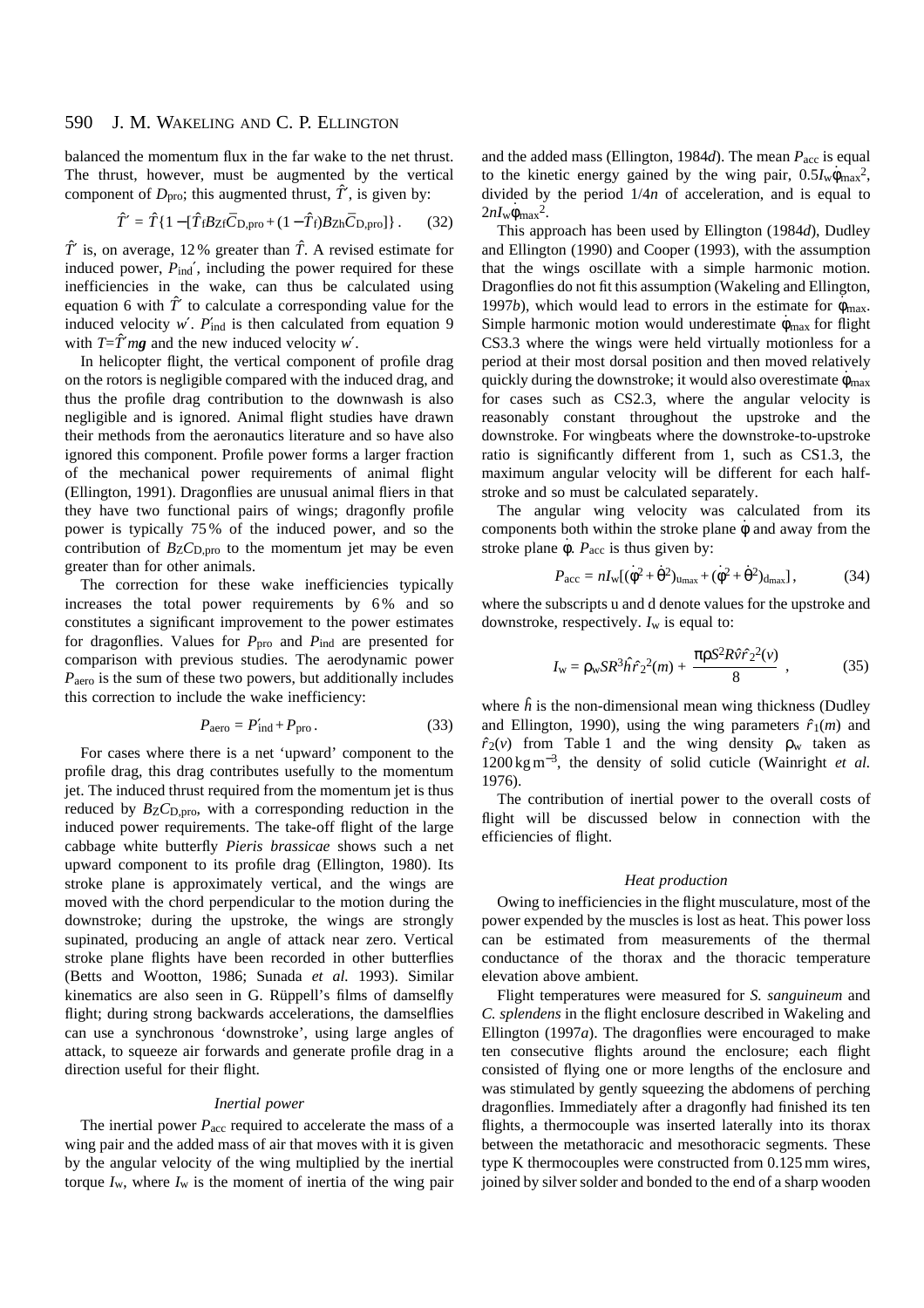balanced the momentum flux in the far wake to the net thrust. The thrust, however, must be augmented by the vertical component of $D_{pro}$; this augmented thrust, $\hat{T}'$, is given by:

$$\hat{T}' = \hat{T}\{1 - [\hat{T}_f B_{Zf}\bar{C}_{D,pro} + (1 - \hat{T}_f)B_{Zh}\bar{C}_{D,pro}]\} . \qquad (32)$$

$\hat{T}'$ is, on average, 12 % greater than $\hat{T}$. A revised estimate for induced power, $P_{ind}'$, including the power required for these inefficiencies in the wake, can thus be calculated using equation 6 with $\hat{T}'$ to calculate a corresponding value for the induced velocity $w'$. $P_{ind}'$ is then calculated from equation 9 with $T=\hat{T}'m\mathbf{g}$ and the new induced velocity $w'$.

In helicopter flight, the vertical component of profile drag on the rotors is negligible compared with the induced drag, and thus the profile drag contribution to the downwash is also negligible and is ignored. Animal flight studies have drawn their methods from the aeronautics literature and so have also ignored this component. Profile power forms a larger fraction of the mechanical power requirements of animal flight (Ellington, 1991). Dragonflies are unusual animal fliers in that they have two functional pairs of wings; dragonfly profile power is typically 75 % of the induced power, and so the contribution of $B_Z C_{D,pro}$ to the momentum jet may be even greater than for other animals.

The correction for these wake inefficiencies typically increases the total power requirements by 6 % and so constitutes a significant improvement to the power estimates for dragonflies. Values for $P_{pro}$ and $P_{ind}$ are presented for comparison with previous studies. The aerodynamic power $P_{aero}$ is the sum of these two powers, but additionally includes this correction to include the wake inefficiency:

$$P_{aero} = P_{ind}' + P_{pro} . \qquad (33)$$

For cases where there is a net 'upward' component to the profile drag, this drag contributes usefully to the momentum jet. The induced thrust required from the momentum jet is thus reduced by $B_Z C_{D,pro}$, with a corresponding reduction in the induced power requirements. The take-off flight of the large cabbage white butterfly *Pieris brassicae* shows such a net upward component to its profile drag (Ellington, 1980). Its stroke plane is approximately vertical, and the wings are moved with the chord perpendicular to the motion during the downstroke; during the upstroke, the wings are strongly supinated, producing an angle of attack near zero. Vertical stroke plane flights have been recorded in other butterflies (Betts and Wootton, 1986; Sunada *et al.* 1993). Similar kinematics are also seen in G. Rüppell's films of damselfly flight; during strong backwards accelerations, the damselflies can use a synchronous 'downstroke', using large angles of attack, to squeeze air forwards and generate profile drag in a direction useful for their flight.

### *Inertial power*

The inertial power $P_{acc}$ required to accelerate the mass of a wing pair and the added mass of air that moves with it is given by the angular velocity of the wing multiplied by the inertial torque $I_w$, where $I_w$ is the moment of inertia of the wing pair and the added mass (Ellington, 1984*d*). The mean $P_{acc}$ is equal to the kinetic energy gained by the wing pair, $0.5I_w\dot{\phi}_{max}^2$, divided by the period $1/4n$ of acceleration, and is equal to $2nI_w\dot{\phi}_{max}^2$.

This approach has been used by Ellington (1984*d*), Dudley and Ellington (1990) and Cooper (1993), with the assumption that the wings oscillate with a simple harmonic motion. Dragonflies do not fit this assumption (Wakeling and Ellington, 1997*b*), which would lead to errors in the estimate for $\dot{\phi}_{max}$. Simple harmonic motion would underestimate $\dot{\phi}_{max}$ for flight CS3.3 where the wings were held virtually motionless for a period at their most dorsal position and then moved relatively quickly during the downstroke; it would also overestimate $\dot{\phi}_{max}$ for cases such as CS2.3, where the angular velocity is reasonably constant throughout the upstroke and the downstroke. For wingbeats where the downstroke-to-upstroke ratio is significantly different from 1, such as CS1.3, the maximum angular velocity will be different for each half-stroke and so must be calculated separately.

The angular wing velocity was calculated from its components both within the stroke plane $\dot{\phi}$ and away from the stroke plane $\dot{\theta}$. $P_{acc}$ is thus given by:

$$P_{acc} = nI_w[(\dot{\phi}^2 + \dot{\theta}^2)_{u\max} + (\dot{\phi}^2 + \dot{\theta}^2)_{d\max}] , \qquad (34)$$

where the subscripts u and d denote values for the upstroke and downstroke, respectively. $I_w$ is equal to:

$$I_w = \rho_w S R^3 \hat{h} \hat{r}_2{}^2(m) + \frac{\pi \rho S^2 R \hat{v} \hat{r}_2{}^2(v)}{8} , \qquad (35)$$

where $\hat{h}$ is the non-dimensional mean wing thickness (Dudley and Ellington, 1990), using the wing parameters $\hat{r}_1(m)$ and $\hat{r}_2(v)$ from Table 1 and the wing density $\rho_w$ taken as 1200 kg m$^{-3}$, the density of solid cuticle (Wainright *et al.* 1976).

The contribution of inertial power to the overall costs of flight will be discussed below in connection with the efficiencies of flight.

### *Heat production*

Owing to inefficiencies in the flight musculature, most of the power expended by the muscles is lost as heat. This power loss can be estimated from measurements of the thermal conductance of the thorax and the thoracic temperature elevation above ambient.

Flight temperatures were measured for *S. sanguineum* and *C. splendens* in the flight enclosure described in Wakeling and Ellington (1997*a*). The dragonflies were encouraged to make ten consecutive flights around the enclosure; each flight consisted of flying one or more lengths of the enclosure and was stimulated by gently squeezing the abdomens of perching dragonflies. Immediately after a dragonfly had finished its ten flights, a thermocouple was inserted laterally into its thorax between the metathoracic and mesothoracic segments. These type K thermocouples were constructed from 0.125 mm wires, joined by silver solder and bonded to the end of a sharp wooden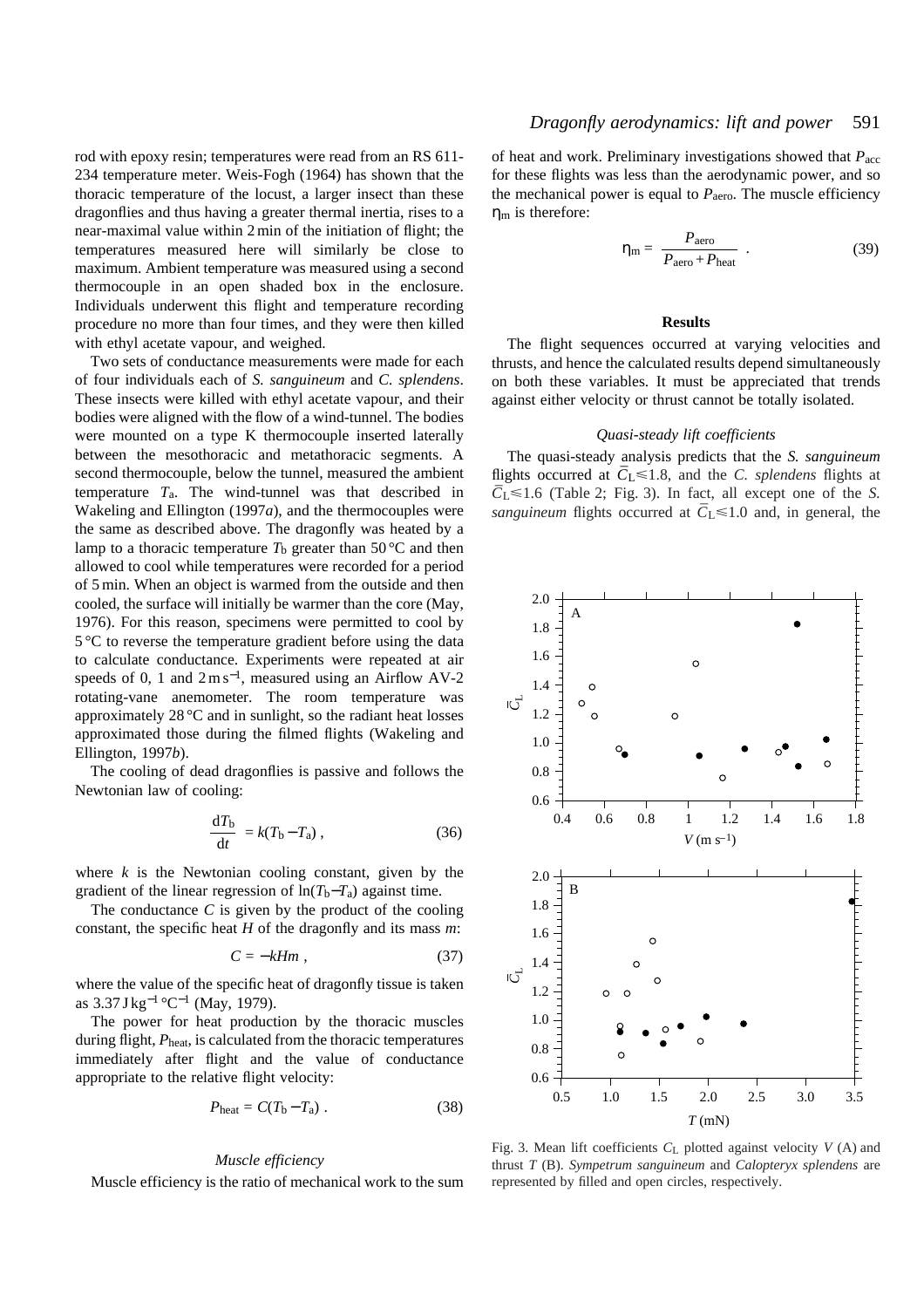rod with epoxy resin; temperatures were read from an RS 611-234 temperature meter. Weis-Fogh (1964) has shown that the thoracic temperature of the locust, a larger insect than these dragonflies and thus having a greater thermal inertia, rises to a near-maximal value within 2 min of the initiation of flight; the temperatures measured here will similarly be close to maximum. Ambient temperature was measured using a second thermocouple in an open shaded box in the enclosure. Individuals underwent this flight and temperature recording procedure no more than four times, and they were then killed with ethyl acetate vapour, and weighed.

Two sets of conductance measurements were made for each of four individuals each of *S. sanguineum* and *C. splendens*. These insects were killed with ethyl acetate vapour, and their bodies were aligned with the flow of a wind-tunnel. The bodies were mounted on a type K thermocouple inserted laterally between the mesothoracic and metathoracic segments. A second thermocouple, below the tunnel, measured the ambient temperature $T_a$. The wind-tunnel was that described in Wakeling and Ellington (1997*a*), and the thermocouples were the same as described above. The dragonfly was heated by a lamp to a thoracic temperature $T_b$ greater than 50 °C and then allowed to cool while temperatures were recorded for a period of 5 min. When an object is warmed from the outside and then cooled, the surface will initially be warmer than the core (May, 1976). For this reason, specimens were permitted to cool by 5 °C to reverse the temperature gradient before using the data to calculate conductance. Experiments were repeated at air speeds of 0, 1 and 2 m s$^{-1}$, measured using an Airflow AV-2 rotating-vane anemometer. The room temperature was approximately 28 °C and in sunlight, so the radiant heat losses approximated those during the filmed flights (Wakeling and Ellington, 1997*b*).

The cooling of dead dragonflies is passive and follows the Newtonian law of cooling:

$$\frac{dT_b}{dt} = k(T_b - T_a)\,, \tag{36}$$

where $k$ is the Newtonian cooling constant, given by the gradient of the linear regression of $\ln(T_b - T_a)$ against time.

The conductance $C$ is given by the product of the cooling constant, the specific heat $H$ of the dragonfly and its mass $m$:

$$C = -kHm\,, \tag{37}$$

where the value of the specific heat of dragonfly tissue is taken as 3.37 J kg$^{-1}$ °C$^{-1}$ (May, 1979).

The power for heat production by the thoracic muscles during flight, $P_{heat}$, is calculated from the thoracic temperatures immediately after flight and the value of conductance appropriate to the relative flight velocity:

$$P_{heat} = C(T_b - T_a)\,. \tag{38}$$

### *Muscle efficiency*

Muscle efficiency is the ratio of mechanical work to the sum of heat and work. Preliminary investigations showed that $P_{acc}$ for these flights was less than the aerodynamic power, and so the mechanical power is equal to $P_{aero}$. The muscle efficiency $\eta_m$ is therefore:

$$\eta_m = \frac{P_{aero}}{P_{aero} + P_{heat}}\,. \tag{39}$$

## Results

The flight sequences occurred at varying velocities and thrusts, and hence the calculated results depend simultaneously on both these variables. It must be appreciated that trends against either velocity or thrust cannot be totally isolated.

### *Quasi-steady lift coefficients*

The quasi-steady analysis predicts that the *S. sanguineum* flights occurred at $\bar{C}_L \leq 1.8$, and the *C. splendens* flights at $\bar{C}_L \leq 1.6$ (Table 2; Fig. 3). In fact, all except one of the *S. sanguineum* flights occurred at $\bar{C}_L \leq 1.0$ and, in general, the

A

$\bar{C}_L$

2.0
1.8
1.6
1.4
1.2
1.0
0.8
0.6

0.4 0.6 0.8 1 1.2 1.4 1.6 1.8

$V$ (m s$^{-1}$)

B

$\bar{C}_L$

2.0
1.8
1.6
1.4
1.2
1.0
0.8
0.6

0.5 1.0 1.5 2.0 2.5 3.0 3.5

$T$ (mN)

Fig. 3. Mean lift coefficients $C_L$ plotted against velocity $V$ (A) and thrust $T$ (B). *Sympetrum sanguineum* and *Calopteryx splendens* are represented by filled and open circles, respectively.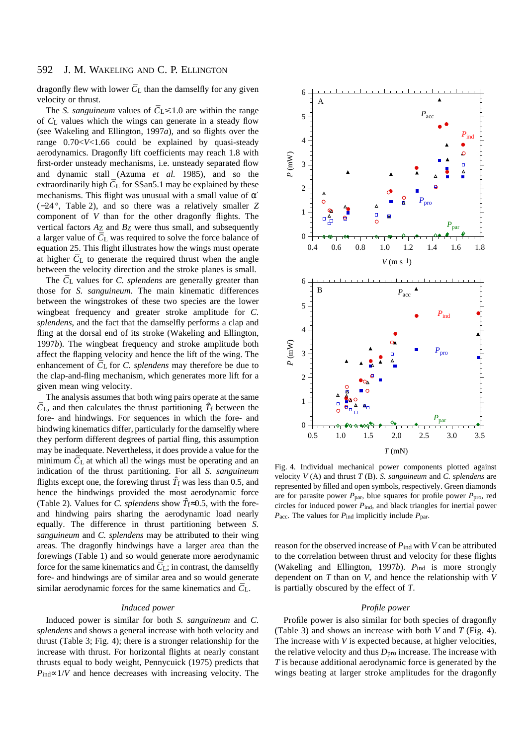dragonfly flew with lower $\bar{C}_L$ than the damselfly for any given velocity or thrust.

The *S. sanguineum* values of $\bar{C}_L \leqslant 1.0$ are within the range of $C_L$ values which the wings can generate in a steady flow (see Wakeling and Ellington, 1997*a*), and so flights over the range $0.70 < V < 1.66$ could be explained by quasi-steady aerodynamics. Dragonfly lift coefficients may reach 1.8 with first-order unsteady mechanisms, i.e. unsteady separated flow and dynamic stall (Azuma *et al.* 1985), and so the extraordinarily high $\bar{C}_L$ for SSan5.1 may be explained by these mechanisms. This flight was unusual with a small value of $\alpha'$ (−24°, Table 2), and so there was a relatively smaller $Z$ component of $V$ than for the other dragonfly flights. The vertical factors $A_Z$ and $B_Z$ were thus small, and subsequently a larger value of $\bar{C}_L$ was required to solve the force balance of equation 25. This flight illustrates how the wings must operate at higher $\bar{C}_L$ to generate the required thrust when the angle between the velocity direction and the stroke planes is small.

The $\bar{C}_L$ values for *C. splendens* are generally greater than those for *S. sanguineum*. The main kinematic differences between the wingstrokes of these two species are the lower wingbeat frequency and greater stroke amplitude for *C. splendens*, and the fact that the damselfly performs a clap and fling at the dorsal end of its stroke (Wakeling and Ellington, 1997*b*). The wingbeat frequency and stroke amplitude both affect the flapping velocity and hence the lift of the wing. The enhancement of $\bar{C}_L$ for *C. splendens* may therefore be due to the clap-and-fling mechanism, which generates more lift for a given mean wing velocity.

The analysis assumes that both wing pairs operate at the same $\bar{C}_L$, and then calculates the thrust partitioning $\hat{T}_f$ between the fore- and hindwings. For sequences in which the fore- and hindwing kinematics differ, particularly for the damselfly where they perform different degrees of partial fling, this assumption may be inadequate. Nevertheless, it does provide a value for the minimum $\bar{C}_L$ at which all the wings must be operating and an indication of the thrust partitioning. For all *S. sanguineum* flights except one, the forewing thrust $\hat{T}_f$ was less than 0.5, and hence the hindwings provided the most aerodynamic force (Table 2). Values for *C. splendens* show $\hat{T}_f \approx 0.5$, with the fore- and hindwing pairs sharing the aerodynamic load nearly equally. The difference in thrust partitioning between *S. sanguineum* and *C. splendens* may be attributed to their wing areas. The dragonfly hindwings have a larger area than the forewings (Table 1) and so would generate more aerodynamic force for the same kinematics and $\bar{C}_L$; in contrast, the damselfly fore- and hindwings are of similar area and so would generate similar aerodynamic forces for the same kinematics and $\bar{C}_L$.

### *Induced power*

Induced power is similar for both *S. sanguineum* and *C. splendens* and shows a general increase with both velocity and thrust (Table 3; Fig. 4); there is a stronger relationship for the increase with thrust. For horizontal flights at nearly constant thrusts equal to body weight, Pennycuick (1975) predicts that $P_{ind} \propto 1/V$ and hence decreases with increasing velocity. The reason for the observed increase of $P_{ind}$ with $V$ can be attributed to the correlation between thrust and velocity for these flights (Wakeling and Ellington, 1997*b*). $P_{ind}$ is more strongly dependent on $T$ than on $V$, and hence the relationship with $V$ is partially obscured by the effect of $T$.

Fig. 4. Individual mechanical power components plotted against velocity $V$ (A) and thrust $T$ (B). *S. sanguineum* and *C. splendens* are represented by filled and open symbols, respectively. Green diamonds are for parasite power $P_{par}$, blue squares for profile power $P_{pro}$, red circles for induced power $P_{ind}$, and black triangles for inertial power $P_{acc}$. The values for $P_{ind}$ implicitly include $P_{par}$.

### *Profile power*

Profile power is also similar for both species of dragonfly (Table 3) and shows an increase with both $V$ and $T$ (Fig. 4). The increase with $V$ is expected because, at higher velocities, the relative velocity and thus $D_{pro}$ increase. The increase with $T$ is because additional aerodynamic force is generated by the wings beating at larger stroke amplitudes for the dragonfly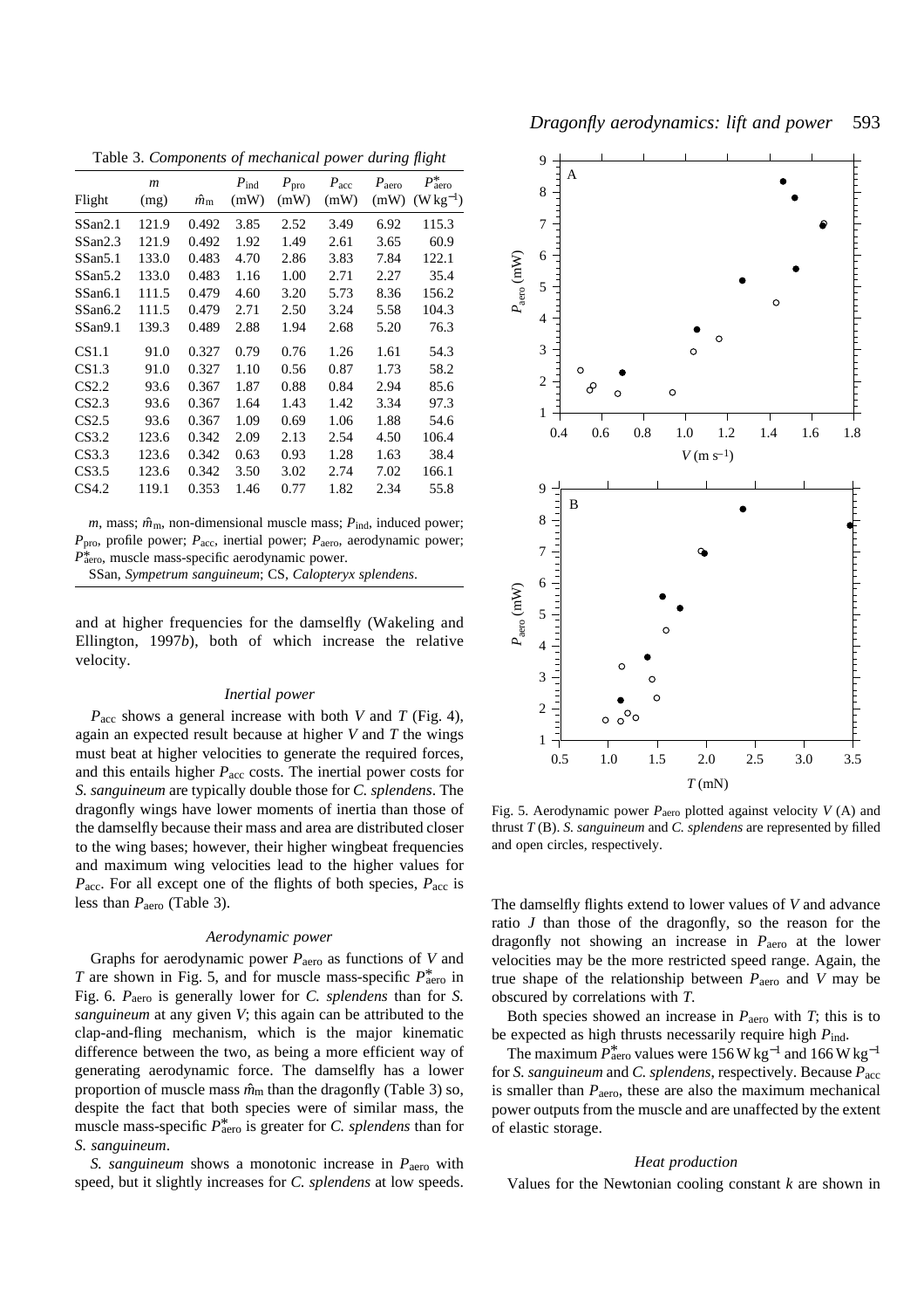Table 3. *Components of mechanical power during flight*

| Flight | $m$ (mg) | $\hat{m}_m$ | $P_{ind}$ (mW) | $P_{pro}$ (mW) | $P_{acc}$ (mW) | $P_{aero}$ (mW) | $P^*_{aero}$ (W kg$^{-1}$) |
|---|---|---|---|---|---|---|---|
| SSan2.1 | 121.9 | 0.492 | 3.85 | 2.52 | 3.49 | 6.92 | 115.3 |
| SSan2.3 | 121.9 | 0.492 | 1.92 | 1.49 | 2.61 | 3.65 | 60.9 |
| SSan5.1 | 133.0 | 0.483 | 4.70 | 2.86 | 3.83 | 7.84 | 122.1 |
| SSan5.2 | 133.0 | 0.483 | 1.16 | 1.00 | 2.71 | 2.27 | 35.4 |
| SSan6.1 | 111.5 | 0.479 | 4.60 | 3.20 | 5.73 | 8.36 | 156.2 |
| SSan6.2 | 111.5 | 0.479 | 2.71 | 2.50 | 3.24 | 5.58 | 104.3 |
| SSan9.1 | 139.3 | 0.489 | 2.88 | 1.94 | 2.68 | 5.20 | 76.3 |
| CS1.1 | 91.0 | 0.327 | 0.79 | 0.76 | 1.26 | 1.61 | 54.3 |
| CS1.3 | 91.0 | 0.327 | 1.10 | 0.56 | 0.87 | 1.73 | 58.2 |
| CS2.2 | 93.6 | 0.367 | 1.87 | 0.88 | 0.84 | 2.94 | 85.6 |
| CS2.3 | 93.6 | 0.367 | 1.64 | 1.43 | 1.42 | 3.34 | 97.3 |
| CS2.5 | 93.6 | 0.367 | 1.09 | 0.69 | 1.06 | 1.88 | 54.6 |
| CS3.2 | 123.6 | 0.342 | 2.09 | 2.13 | 2.54 | 4.50 | 106.4 |
| CS3.3 | 123.6 | 0.342 | 0.63 | 0.93 | 1.28 | 1.63 | 38.4 |
| CS3.5 | 123.6 | 0.342 | 3.50 | 3.02 | 2.74 | 7.02 | 166.1 |
| CS4.2 | 119.1 | 0.353 | 1.46 | 0.77 | 1.82 | 2.34 | 55.8 |

$m$, mass; $\hat{m}_m$, non-dimensional muscle mass; $P_{ind}$, induced power; $P_{pro}$, profile power; $P_{acc}$, inertial power; $P_{aero}$, aerodynamic power; $P^*_{aero}$, muscle mass-specific aerodynamic power.

SSan, *Sympetrum sanguineum*; CS, *Calopteryx splendens*.

and at higher frequencies for the damselfly (Wakeling and Ellington, 1997*b*), both of which increase the relative velocity.

### *Inertial power*

$P_{acc}$ shows a general increase with both $V$ and $T$ (Fig. 4), again an expected result because at higher $V$ and $T$ the wings must beat at higher velocities to generate the required forces, and this entails higher $P_{acc}$ costs. The inertial power costs for *S. sanguineum* are typically double those for *C. splendens*. The dragonfly wings have lower moments of inertia than those of the damselfly because their mass and area are distributed closer to the wing bases; however, their higher wingbeat frequencies and maximum wing velocities lead to the higher values for $P_{acc}$. For all except one of the flights of both species, $P_{acc}$ is less than $P_{aero}$ (Table 3).

### *Aerodynamic power*

Graphs for aerodynamic power $P_{aero}$ as functions of $V$ and $T$ are shown in Fig. 5, and for muscle mass-specific $P^*_{aero}$ in Fig. 6. $P_{aero}$ is generally lower for *C. splendens* than for *S. sanguineum* at any given $V$; this again can be attributed to the clap-and-fling mechanism, which is the major kinematic difference between the two, as being a more efficient way of generating aerodynamic force. The damselfly has a lower proportion of muscle mass $\hat{m}_m$ than the dragonfly (Table 3) so, despite the fact that both species were of similar mass, the muscle mass-specific $P^*_{aero}$ is greater for *C. splendens* than for *S. sanguineum*.

*S. sanguineum* shows a monotonic increase in $P_{aero}$ with speed, but it slightly increases for *C. splendens* at low speeds. The damselfly flights extend to lower values of $V$ and advance ratio $J$ than those of the dragonfly, so the reason for the dragonfly not showing an increase in $P_{aero}$ at the lower velocities may be the more restricted speed range. Again, the true shape of the relationship between $P_{aero}$ and $V$ may be obscured by correlations with $T$.

Both species showed an increase in $P_{aero}$ with $T$; this is to be expected as high thrusts necessarily require high $P_{ind}$.

The maximum $P^*_{aero}$ values were 156 W kg$^{-1}$ and 166 W kg$^{-1}$ for *S. sanguineum* and *C. splendens*, respectively. Because $P_{acc}$ is smaller than $P_{aero}$, these are also the maximum mechanical power outputs from the muscle and are unaffected by the extent of elastic storage.

A
$P_{aero}$ (mW)
$V$ (m s$^{-1}$)

B
$P_{aero}$ (mW)
$T$ (mN)

Fig. 5. Aerodynamic power $P_{aero}$ plotted against velocity $V$ (A) and thrust $T$ (B). *S. sanguineum* and *C. splendens* are represented by filled and open circles, respectively.

### *Heat production*

Values for the Newtonian cooling constant $k$ are shown in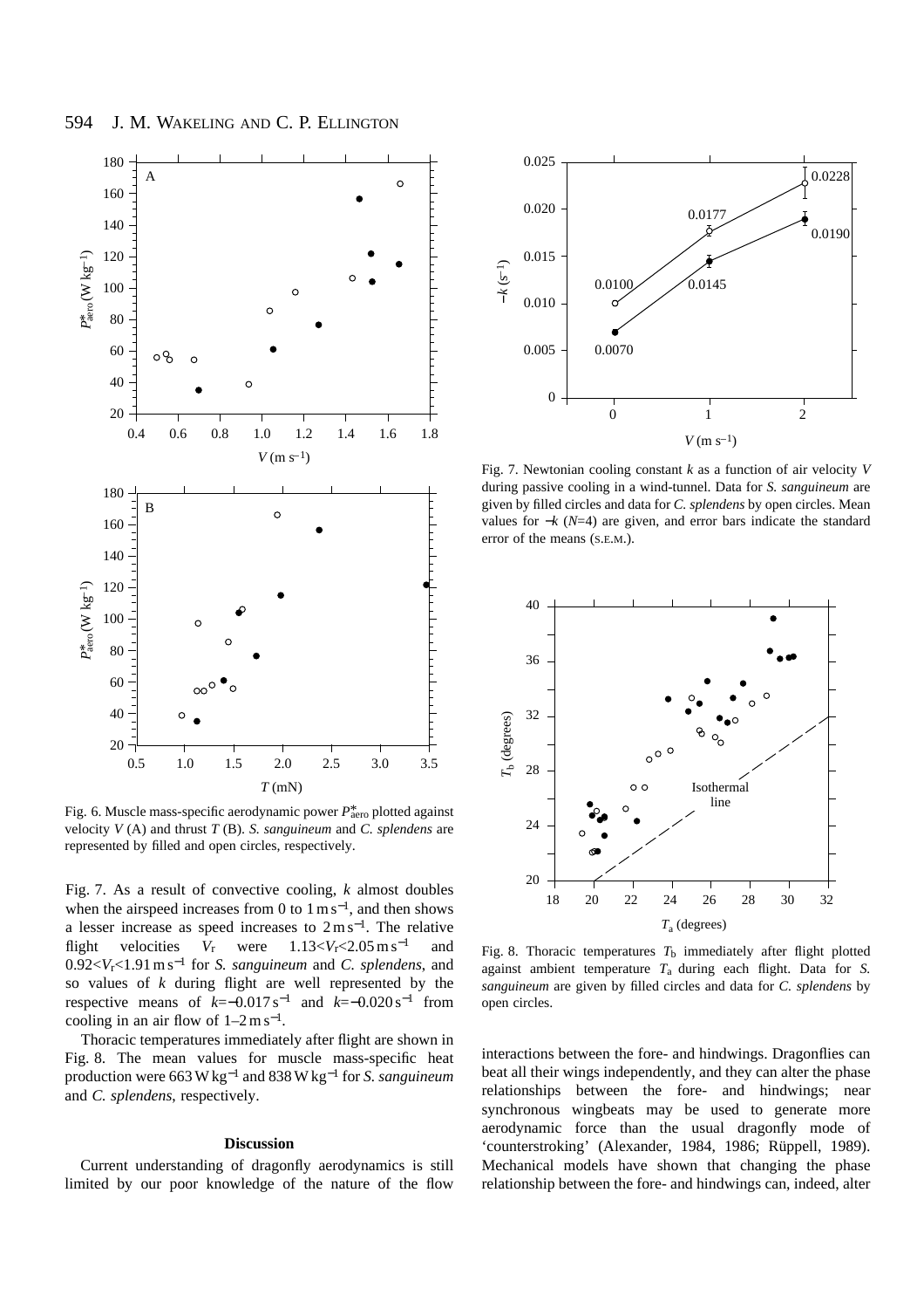180
A
160
140
120
100
80
60
40
20
$P^*_{aero}$ (W kg$^{-1}$)
0.4 0.6 0.8 1.0 1.2 1.4 1.6 1.8
$V$ (m s$^{-1}$)

180
B
160
140
120
100
80
60
40
20
$P^*_{aero}$ (W kg$^{-1}$)
0.5 1.0 1.5 2.0 2.5 3.0 3.5
$T$ (mN)

Fig. 6. Muscle mass-specific aerodynamic power $P^*_{aero}$ plotted against velocity $V$ (A) and thrust $T$ (B). *S. sanguineum* and *C. splendens* are represented by filled and open circles, respectively.

0.025
0.020
0.015
0.010
0.005
0
$-k$ (s$^{-1}$)
0.0228
0.0177
0.0190
0.0100
0.0145
0.0070
0 1 2
$V$ (m s$^{-1}$)

Fig. 7. Newtonian cooling constant $k$ as a function of air velocity $V$ during passive cooling in a wind-tunnel. Data for *S. sanguineum* are given by filled circles and data for *C. splendens* by open circles. Mean values for $-k$ ($N$=4) are given, and error bars indicate the standard error of the means (S.E.M.).

40
36
32
28
24
20
$T_b$ (degrees)
Isothermal line
18 20 22 24 26 28 30 32
$T_a$ (degrees)

Fig. 8. Thoracic temperatures $T_b$ immediately after flight plotted against ambient temperature $T_a$ during each flight. Data for *S. sanguineum* are given by filled circles and data for *C. splendens* by open circles.

Fig. 7. As a result of convective cooling, $k$ almost doubles when the airspeed increases from 0 to 1 m s$^{-1}$, and then shows a lesser increase as speed increases to 2 m s$^{-1}$. The relative flight velocities $V_r$ were $1.13<V_r<2.05$ m s$^{-1}$ and $0.92<V_r<1.91$ m s$^{-1}$ for *S. sanguineum* and *C. splendens*, and so values of $k$ during flight are well represented by the respective means of $k=-0.017$ s$^{-1}$ and $k=-0.020$ s$^{-1}$ from cooling in an air flow of 1–2 m s$^{-1}$.

Thoracic temperatures immediately after flight are shown in Fig. 8. The mean values for muscle mass-specific heat production were 663 W kg$^{-1}$ and 838 W kg$^{-1}$ for *S. sanguineum* and *C. splendens*, respectively.

## Discussion

Current understanding of dragonfly aerodynamics is still limited by our poor knowledge of the nature of the flow interactions between the fore- and hindwings. Dragonflies can beat all their wings independently, and they can alter the phase relationships between the fore- and hindwings; near synchronous wingbeats may be used to generate more aerodynamic force than the usual dragonfly mode of 'counterstroking' (Alexander, 1984, 1986; Rüppell, 1989). Mechanical models have shown that changing the phase relationship between the fore- and hindwings can, indeed, alter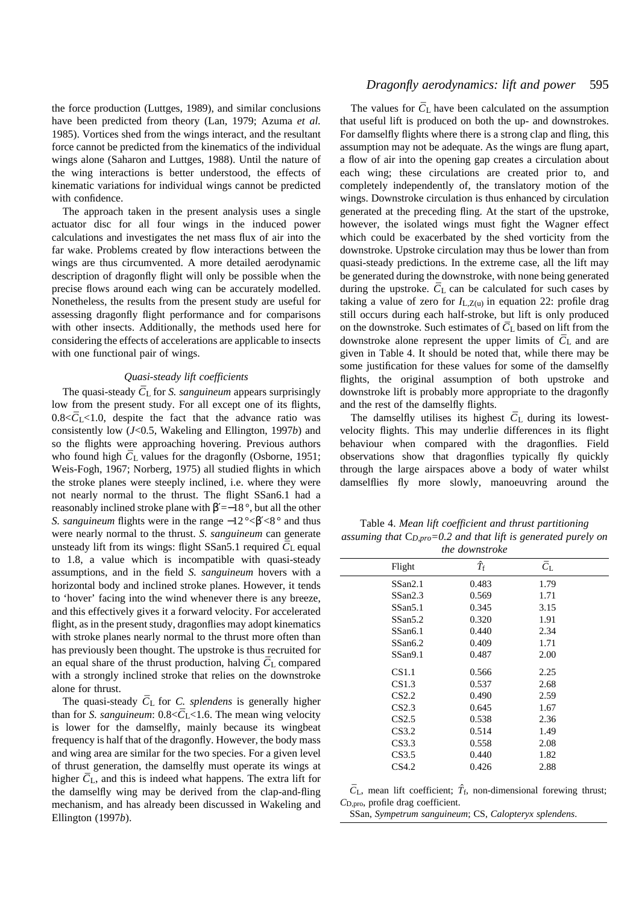the force production (Luttges, 1989), and similar conclusions have been predicted from theory (Lan, 1979; Azuma *et al.* 1985). Vortices shed from the wings interact, and the resultant force cannot be predicted from the kinematics of the individual wings alone (Saharon and Luttges, 1988). Until the nature of the wing interactions is better understood, the effects of kinematic variations for individual wings cannot be predicted with confidence.

The approach taken in the present analysis uses a single actuator disc for all four wings in the induced power calculations and investigates the net mass flux of air into the far wake. Problems created by flow interactions between the wings are thus circumvented. A more detailed aerodynamic description of dragonfly flight will only be possible when the precise flows around each wing can be accurately modelled. Nonetheless, the results from the present study are useful for assessing dragonfly flight performance and for comparisons with other insects. Additionally, the methods used here for considering the effects of accelerations are applicable to insects with one functional pair of wings.

### *Quasi-steady lift coefficients*

The quasi-steady $\bar{C}_L$ for *S. sanguineum* appears surprisingly low from the present study. For all except one of its flights, $0.8<\bar{C}_L<1.0$, despite the fact that the advance ratio was consistently low ($J<0.5$, Wakeling and Ellington, 1997*b*) and so the flights were approaching hovering. Previous authors who found high $\bar{C}_L$ values for the dragonfly (Osborne, 1951; Weis-Fogh, 1967; Norberg, 1975) all studied flights in which the stroke planes were steeply inclined, i.e. where they were not nearly normal to the thrust. The flight SSan6.1 had a reasonably inclined stroke plane with $\beta'=-18°$, but all the other *S. sanguineum* flights were in the range $-12°<\beta'<8°$ and thus were nearly normal to the thrust. *S. sanguineum* can generate unsteady lift from its wings: flight SSan5.1 required $\bar{C}_L$ equal to 1.8, a value which is incompatible with quasi-steady assumptions, and in the field *S. sanguineum* hovers with a horizontal body and inclined stroke planes. However, it tends to 'hover' facing into the wind whenever there is any breeze, and this effectively gives it a forward velocity. For accelerated flight, as in the present study, dragonflies may adopt kinematics with stroke planes nearly normal to the thrust more often than has previously been thought. The upstroke is thus recruited for an equal share of the thrust production, halving $\bar{C}_L$ compared with a strongly inclined stroke that relies on the downstroke alone for thrust.

The quasi-steady $\bar{C}_L$ for *C. splendens* is generally higher than for *S. sanguineum*: $0.8<\bar{C}_L<1.6$. The mean wing velocity is lower for the damselfly, mainly because its wingbeat frequency is half that of the dragonfly. However, the body mass and wing area are similar for the two species. For a given level of thrust generation, the damselfly must operate its wings at higher $\bar{C}_L$, and this is indeed what happens. The extra lift for the damselfly wing may be derived from the clap-and-fling mechanism, and has already been discussed in Wakeling and Ellington (1997*b*).

The values for $\bar{C}_L$ have been calculated on the assumption that useful lift is produced on both the up- and downstrokes. For damselfly flights where there is a strong clap and fling, this assumption may not be adequate. As the wings are flung apart, a flow of air into the opening gap creates a circulation about each wing; these circulations are created prior to, and completely independently of, the translatory motion of the wings. Downstroke circulation is thus enhanced by circulation generated at the preceding fling. At the start of the upstroke, however, the isolated wings must fight the Wagner effect which could be exacerbated by the shed vorticity from the downstroke. Upstroke circulation may thus be lower than from quasi-steady predictions. In the extreme case, all the lift may be generated during the downstroke, with none being generated during the upstroke. $\bar{C}_L$ can be calculated for such cases by taking a value of zero for $I_{L,Z(u)}$ in equation 22: profile drag still occurs during each half-stroke, but lift is only produced on the downstroke. Such estimates of $\bar{C}_L$ based on lift from the downstroke alone represent the upper limits of $\bar{C}_L$ and are given in Table 4. It should be noted that, while there may be some justification for these values for some of the damselfly flights, the original assumption of both upstroke and downstroke lift is probably more appropriate to the dragonfly and the rest of the damselfly flights.

The damselfly utilises its highest $\bar{C}_L$ during its lowest-velocity flights. This may underlie differences in its flight behaviour when compared with the dragonflies. Field observations show that dragonflies typically fly quickly through the large airspaces above a body of water whilst damselflies fly more slowly, manoeuvring around the

Table 4. *Mean lift coefficient and thrust partitioning assuming that* $C_{D,pro}$*=0.2 and that lift is generated purely on the downstroke*

| Flight | $\hat{T}_f$ | $\bar{C}_L$ |
|---|---|---|
| SSan2.1 | 0.483 | 1.79 |
| SSan2.3 | 0.569 | 1.71 |
| SSan5.1 | 0.345 | 3.15 |
| SSan5.2 | 0.320 | 1.91 |
| SSan6.1 | 0.440 | 2.34 |
| SSan6.2 | 0.409 | 1.71 |
| SSan9.1 | 0.487 | 2.00 |
| CS1.1 | 0.566 | 2.25 |
| CS1.3 | 0.537 | 2.68 |
| CS2.2 | 0.490 | 2.59 |
| CS2.3 | 0.645 | 1.67 |
| CS2.5 | 0.538 | 2.36 |
| CS3.2 | 0.514 | 1.49 |
| CS3.3 | 0.558 | 2.08 |
| CS3.5 | 0.440 | 1.82 |
| CS4.2 | 0.426 | 2.88 |

$\bar{C}_L$, mean lift coefficient; $\hat{T}_f$, non-dimensional forewing thrust; $C_{D,pro}$, profile drag coefficient.

SSan, *Sympetrum sanguineum*; CS, *Calopteryx splendens*.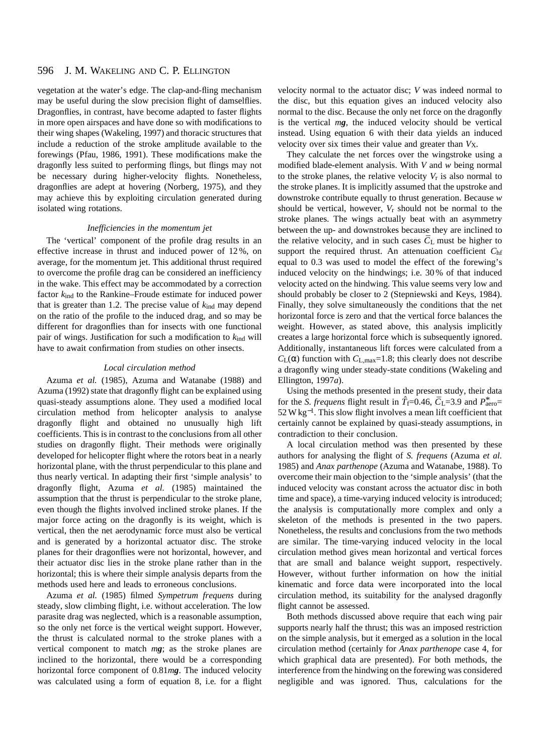vegetation at the water's edge. The clap-and-fling mechanism may be useful during the slow precision flight of damselflies. Dragonflies, in contrast, have become adapted to faster flights in more open airspaces and have done so with modifications to their wing shapes (Wakeling, 1997) and thoracic structures that include a reduction of the stroke amplitude available to the forewings (Pfau, 1986, 1991). These modifications make the dragonfly less suited to performing flings, but flings may not be necessary during higher-velocity flights. Nonetheless, dragonflies are adept at hovering (Norberg, 1975), and they may achieve this by exploiting circulation generated during isolated wing rotations.

### *Inefficiencies in the momentum jet*

The 'vertical' component of the profile drag results in an effective increase in thrust and induced power of 12 %, on average, for the momentum jet. This additional thrust required to overcome the profile drag can be considered an inefficiency in the wake. This effect may be accommodated by a correction factor $k_{ind}$ to the Rankine–Froude estimate for induced power that is greater than 1.2. The precise value of $k_{ind}$ may depend on the ratio of the profile to the induced drag, and so may be different for dragonflies than for insects with one functional pair of wings. Justification for such a modification to $k_{ind}$ will have to await confirmation from studies on other insects.

### *Local circulation method*

Azuma *et al.* (1985), Azuma and Watanabe (1988) and Azuma (1992) state that dragonfly flight can be explained using quasi-steady assumptions alone. They used a modified local circulation method from helicopter analysis to analyse dragonfly flight and obtained no unusually high lift coefficients. This is in contrast to the conclusions from all other studies on dragonfly flight. Their methods were originally developed for helicopter flight where the rotors beat in a nearly horizontal plane, with the thrust perpendicular to this plane and thus nearly vertical. In adapting their first 'simple analysis' to dragonfly flight, Azuma *et al.* (1985) maintained the assumption that the thrust is perpendicular to the stroke plane, even though the flights involved inclined stroke planes. If the major force acting on the dragonfly is its weight, which is vertical, then the net aerodynamic force must also be vertical and is generated by a horizontal actuator disc. The stroke planes for their dragonflies were not horizontal, however, and their actuator disc lies in the stroke plane rather than in the horizontal; this is where their simple analysis departs from the methods used here and leads to erroneous conclusions.

Azuma *et al.* (1985) filmed *Sympetrum frequens* during steady, slow climbing flight, i.e. without acceleration. The low parasite drag was neglected, which is a reasonable assumption, so the only net force is the vertical weight support. However, the thrust is calculated normal to the stroke planes with a vertical component to match $m\boldsymbol{g}$; as the stroke planes are inclined to the horizontal, there would be a corresponding horizontal force component of $0.81m\boldsymbol{g}$. The induced velocity was calculated using a form of equation 8, i.e. for a flight velocity normal to the actuator disc; $V$ was indeed normal to the disc, but this equation gives an induced velocity also normal to the disc. Because the only net force on the dragonfly is the vertical $m\boldsymbol{g}$, the induced velocity should be vertical instead. Using equation 6 with their data yields an induced velocity over six times their value and greater than $V_X$.

They calculate the net forces over the wingstroke using a modified blade-element analysis. With $V$ and $w$ being normal to the stroke planes, the relative velocity $V_r$ is also normal to the stroke planes. It is implicitly assumed that the upstroke and downstroke contribute equally to thrust generation. Because $w$ should be vertical, however, $V_r$ should not be normal to the stroke planes. The wings actually beat with an asymmetry between the up- and downstrokes because they are inclined to the relative velocity, and in such cases $\bar{C}_L$ must be higher to support the required thrust. An attenuation coefficient $C_{hf}$ equal to 0.3 was used to model the effect of the forewing's induced velocity on the hindwings; i.e. 30 % of that induced velocity acted on the hindwing. This value seems very low and should probably be closer to 2 (Stepniewski and Keys, 1984). Finally, they solve simultaneously the conditions that the net horizontal force is zero and that the vertical force balances the weight. However, as stated above, this analysis implicitly creates a large horizontal force which is subsequently ignored. Additionally, instantaneous lift forces were calculated from a $C_L(\alpha)$ function with $C_{L,max}$=1.8; this clearly does not describe a dragonfly wing under steady-state conditions (Wakeling and Ellington, 1997*a*).

Using the methods presented in the present study, their data for the *S. frequens* flight result in $\hat{T}_f$=0.46, $\bar{C}_L$=3.9 and $P^*_{aero}$= 52 W kg$^{-1}$. This slow flight involves a mean lift coefficient that certainly cannot be explained by quasi-steady assumptions, in contradiction to their conclusion.

A local circulation method was then presented by these authors for analysing the flight of *S. frequens* (Azuma *et al.* 1985) and *Anax parthenope* (Azuma and Watanabe, 1988). To overcome their main objection to the 'simple analysis' (that the induced velocity was constant across the actuator disc in both time and space), a time-varying induced velocity is introduced; the analysis is computationally more complex and only a skeleton of the methods is presented in the two papers. Nonetheless, the results and conclusions from the two methods are similar. The time-varying induced velocity in the local circulation method gives mean horizontal and vertical forces that are small and balance weight support, respectively. However, without further information on how the initial kinematic and force data were incorporated into the local circulation method, its suitability for the analysed dragonfly flight cannot be assessed.

Both methods discussed above require that each wing pair supports nearly half the thrust; this was an imposed restriction on the simple analysis, but it emerged as a solution in the local circulation method (certainly for *Anax parthenope* case 4, for which graphical data are presented). For both methods, the interference from the hindwing on the forewing was considered negligible and was ignored. Thus, calculations for the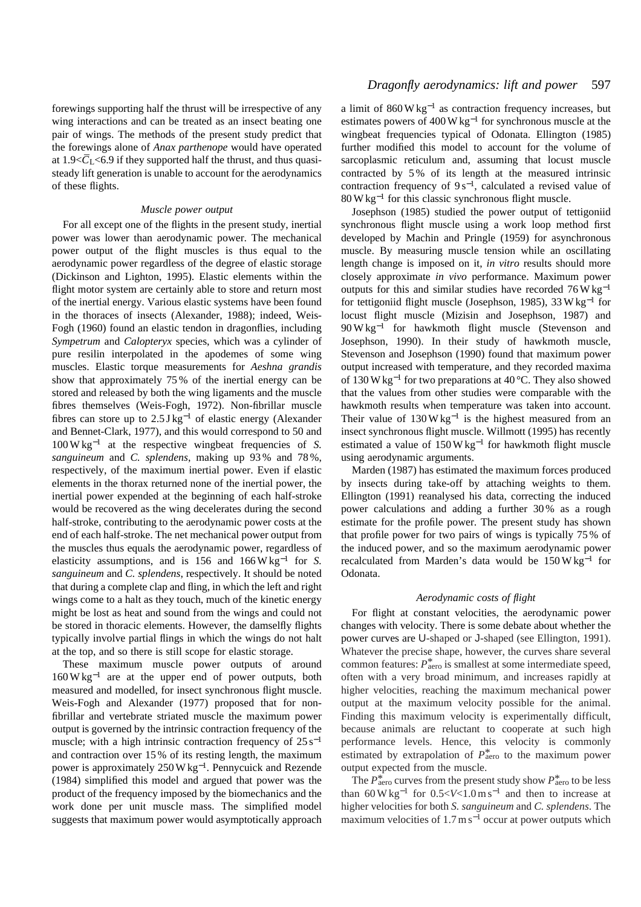forewings supporting half the thrust will be irrespective of any wing interactions and can be treated as an insect beating one pair of wings. The methods of the present study predict that the forewings alone of *Anax parthenope* would have operated at $1.9<\bar{C}_L<6.9$ if they supported half the thrust, and thus quasi-steady lift generation is unable to account for the aerodynamics of these flights.

### *Muscle power output*

For all except one of the flights in the present study, inertial power was lower than aerodynamic power. The mechanical power output of the flight muscles is thus equal to the aerodynamic power regardless of the degree of elastic storage (Dickinson and Lighton, 1995). Elastic elements within the flight motor system are certainly able to store and return most of the inertial energy. Various elastic systems have been found in the thoraces of insects (Alexander, 1988); indeed, Weis-Fogh (1960) found an elastic tendon in dragonflies, including *Sympetrum* and *Calopteryx* species, which was a cylinder of pure resilin interpolated in the apodemes of some wing muscles. Elastic torque measurements for *Aeshna grandis* show that approximately 75 % of the inertial energy can be stored and released by both the wing ligaments and the muscle fibres themselves (Weis-Fogh, 1972). Non-fibrillar muscle fibres can store up to $2.5\,\mathrm{J\,kg^{-1}}$ of elastic energy (Alexander and Bennet-Clark, 1977), and this would correspond to 50 and $100\,\mathrm{W\,kg^{-1}}$ at the respective wingbeat frequencies of *S. sanguineum* and *C. splendens*, making up 93 % and 78 %, respectively, of the maximum inertial power. Even if elastic elements in the thorax returned none of the inertial power, the inertial power expended at the beginning of each half-stroke would be recovered as the wing decelerates during the second half-stroke, contributing to the aerodynamic power costs at the end of each half-stroke. The net mechanical power output from the muscles thus equals the aerodynamic power, regardless of elasticity assumptions, and is 156 and $166\,\mathrm{W\,kg^{-1}}$ for *S. sanguineum* and *C. splendens*, respectively. It should be noted that during a complete clap and fling, in which the left and right wings come to a halt as they touch, much of the kinetic energy might be lost as heat and sound from the wings and could not be stored in thoracic elements. However, the damselfly flights typically involve partial flings in which the wings do not halt at the top, and so there is still scope for elastic storage.

These maximum muscle power outputs of around $160\,\mathrm{W\,kg^{-1}}$ are at the upper end of power outputs, both measured and modelled, for insect synchronous flight muscle. Weis-Fogh and Alexander (1977) proposed that for non-fibrillar and vertebrate striated muscle the maximum power output is governed by the intrinsic contraction frequency of the muscle; with a high intrinsic contraction frequency of $25\,\mathrm{s^{-1}}$ and contraction over 15 % of its resting length, the maximum power is approximately $250\,\mathrm{W\,kg^{-1}}$. Pennycuick and Rezende (1984) simplified this model and argued that power was the product of the frequency imposed by the biomechanics and the work done per unit muscle mass. The simplified model suggests that maximum power would asymptotically approach a limit of $860\,\mathrm{W\,kg^{-1}}$ as contraction frequency increases, but estimates powers of $400\,\mathrm{W\,kg^{-1}}$ for synchronous muscle at the wingbeat frequencies typical of Odonata. Ellington (1985) further modified this model to account for the volume of sarcoplasmic reticulum and, assuming that locust muscle contracted by 5 % of its length at the measured intrinsic contraction frequency of $9\,\mathrm{s^{-1}}$, calculated a revised value of $80\,\mathrm{W\,kg^{-1}}$ for this classic synchronous flight muscle.

Josephson (1985) studied the power output of tettigoniid synchronous flight muscle using a work loop method first developed by Machin and Pringle (1959) for asynchronous muscle. By measuring muscle tension while an oscillating length change is imposed on it, *in vitro* results should more closely approximate *in vivo* performance. Maximum power outputs for this and similar studies have recorded $76\,\mathrm{W\,kg^{-1}}$ for tettigoniid flight muscle (Josephson, 1985), $33\,\mathrm{W\,kg^{-1}}$ for locust flight muscle (Mizisin and Josephson, 1987) and $90\,\mathrm{W\,kg^{-1}}$ for hawkmoth flight muscle (Stevenson and Josephson, 1990). In their study of hawkmoth muscle, Stevenson and Josephson (1990) found that maximum power output increased with temperature, and they recorded maxima of $130\,\mathrm{W\,kg^{-1}}$ for two preparations at 40 °C. They also showed that the values from other studies were comparable with the hawkmoth results when temperature was taken into account. Their value of $130\,\mathrm{W\,kg^{-1}}$ is the highest measured from an insect synchronous flight muscle. Willmott (1995) has recently estimated a value of $150\,\mathrm{W\,kg^{-1}}$ for hawkmoth flight muscle using aerodynamic arguments.

Marden (1987) has estimated the maximum forces produced by insects during take-off by attaching weights to them. Ellington (1991) reanalysed his data, correcting the induced power calculations and adding a further 30 % as a rough estimate for the profile power. The present study has shown that profile power for two pairs of wings is typically 75 % of the induced power, and so the maximum aerodynamic power recalculated from Marden's data would be $150\,\mathrm{W\,kg^{-1}}$ for Odonata.

### *Aerodynamic costs of flight*

For flight at constant velocities, the aerodynamic power changes with velocity. There is some debate about whether the power curves are U-shaped or J-shaped (see Ellington, 1991). Whatever the precise shape, however, the curves share several common features: $P^*_{\mathrm{aero}}$ is smallest at some intermediate speed, often with a very broad minimum, and increases rapidly at higher velocities, reaching the maximum mechanical power output at the maximum velocity possible for the animal. Finding this maximum velocity is experimentally difficult, because animals are reluctant to cooperate at such high performance levels. Hence, this velocity is commonly estimated by extrapolation of $P^*_{\mathrm{aero}}$ to the maximum power output expected from the muscle.

The $P^*_{\mathrm{aero}}$ curves from the present study show $P^*_{\mathrm{aero}}$ to be less than $60\,\mathrm{W\,kg^{-1}}$ for $0.5<V<1.0\,\mathrm{m\,s^{-1}}$ and then to increase at higher velocities for both *S. sanguineum* and *C. splendens*. The maximum velocities of $1.7\,\mathrm{m\,s^{-1}}$ occur at power outputs which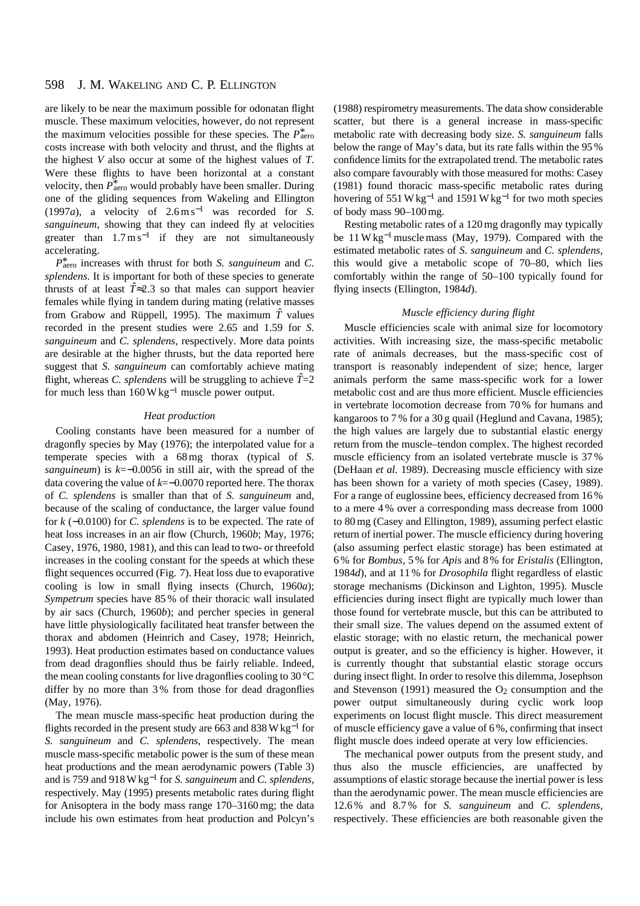are likely to be near the maximum possible for odonatan flight muscle. These maximum velocities, however, do not represent the maximum velocities possible for these species. The $P^*_{\rm aero}$ costs increase with both velocity and thrust, and the flights at the highest $V$ also occur at some of the highest values of $T$. Were these flights to have been horizontal at a constant velocity, then $P^*_{\rm aero}$ would probably have been smaller. During one of the gliding sequences from Wakeling and Ellington (1997*a*), a velocity of $2.6\,{\rm m\,s^{-1}}$ was recorded for *S. sanguineum*, showing that they can indeed fly at velocities greater than $1.7\,{\rm m\,s^{-1}}$ if they are not simultaneously accelerating.

$P^*_{\rm aero}$ increases with thrust for both *S. sanguineum* and *C. splendens*. It is important for both of these species to generate thrusts of at least $\hat{T}\approx 2.3$ so that males can support heavier females while flying in tandem during mating (relative masses from Grabow and Rüppell, 1995). The maximum $\hat{T}$ values recorded in the present studies were 2.65 and 1.59 for *S. sanguineum* and *C. splendens*, respectively. More data points are desirable at the higher thrusts, but the data reported here suggest that *S. sanguineum* can comfortably achieve mating flight, whereas *C. splendens* will be struggling to achieve $\hat{T}=2$ for much less than $160\,{\rm W\,kg^{-1}}$ muscle power output.

### *Heat production*

Cooling constants have been measured for a number of dragonfly species by May (1976); the interpolated value for a temperate species with a 68 mg thorax (typical of *S. sanguineum*) is $k=-0.0056$ in still air, with the spread of the data covering the value of $k=-0.0070$ reported here. The thorax of *C. splendens* is smaller than that of *S. sanguineum* and, because of the scaling of conductance, the larger value found for $k$ ($-0.0100$) for *C. splendens* is to be expected. The rate of heat loss increases in an air flow (Church, 1960*b*; May, 1976; Casey, 1976, 1980, 1981), and this can lead to two- or threefold increases in the cooling constant for the speeds at which these flight sequences occurred (Fig. 7). Heat loss due to evaporative cooling is low in small flying insects (Church, 1960*a*); *Sympetrum* species have 85 % of their thoracic wall insulated by air sacs (Church, 1960*b*); and percher species in general have little physiologically facilitated heat transfer between the thorax and abdomen (Heinrich and Casey, 1978; Heinrich, 1993). Heat production estimates based on conductance values from dead dragonflies should thus be fairly reliable. Indeed, the mean cooling constants for live dragonflies cooling to 30 °C differ by no more than 3 % from those for dead dragonflies (May, 1976).

The mean muscle mass-specific heat production during the flights recorded in the present study are 663 and $838\,{\rm W\,kg^{-1}}$ for *S. sanguineum* and *C. splendens*, respectively. The mean muscle mass-specific metabolic power is the sum of these mean heat productions and the mean aerodynamic powers (Table 3) and is 759 and $918\,{\rm W\,kg^{-1}}$ for *S. sanguineum* and *C. splendens*, respectively. May (1995) presents metabolic rates during flight for Anisoptera in the body mass range 170–3160 mg; the data include his own estimates from heat production and Polcyn's (1988) respirometry measurements. The data show considerable scatter, but there is a general increase in mass-specific metabolic rate with decreasing body size. *S. sanguineum* falls below the range of May's data, but its rate falls within the 95 % confidence limits for the extrapolated trend. The metabolic rates also compare favourably with those measured for moths: Casey (1981) found thoracic mass-specific metabolic rates during hovering of $551\,{\rm W\,kg^{-1}}$ and $1591\,{\rm W\,kg^{-1}}$ for two moth species of body mass 90–100 mg.

Resting metabolic rates of a 120 mg dragonfly may typically be $11\,{\rm W\,kg^{-1}}$ muscle mass (May, 1979). Compared with the estimated metabolic rates of *S. sanguineum* and *C. splendens*, this would give a metabolic scope of 70–80, which lies comfortably within the range of 50–100 typically found for flying insects (Ellington, 1984*d*).

### *Muscle efficiency during flight*

Muscle efficiencies scale with animal size for locomotory activities. With increasing size, the mass-specific metabolic rate of animals decreases, but the mass-specific cost of transport is reasonably independent of size; hence, larger animals perform the same mass-specific work for a lower metabolic cost and are thus more efficient. Muscle efficiencies in vertebrate locomotion decrease from 70 % for humans and kangaroos to 7 % for a 30 g quail (Heglund and Cavana, 1985); the high values are largely due to substantial elastic energy return from the muscle–tendon complex. The highest recorded muscle efficiency from an isolated vertebrate muscle is 37 % (DeHaan *et al.* 1989). Decreasing muscle efficiency with size has been shown for a variety of moth species (Casey, 1989). For a range of euglossine bees, efficiency decreased from 16 % to a mere 4 % over a corresponding mass decrease from 1000 to 80 mg (Casey and Ellington, 1989), assuming perfect elastic return of inertial power. The muscle efficiency during hovering (also assuming perfect elastic storage) has been estimated at 6 % for *Bombus*, 5 % for *Apis* and 8 % for *Eristalis* (Ellington, 1984*d*), and at 11 % for *Drosophila* flight regardless of elastic storage mechanisms (Dickinson and Lighton, 1995). Muscle efficiencies during insect flight are typically much lower than those found for vertebrate muscle, but this can be attributed to their small size. The values depend on the assumed extent of elastic storage; with no elastic return, the mechanical power output is greater, and so the efficiency is higher. However, it is currently thought that substantial elastic storage occurs during insect flight. In order to resolve this dilemma, Josephson and Stevenson (1991) measured the $O_2$ consumption and the power output simultaneously during cyclic work loop experiments on locust flight muscle. This direct measurement of muscle efficiency gave a value of 6 %, confirming that insect flight muscle does indeed operate at very low efficiencies.

The mechanical power outputs from the present study, and thus also the muscle efficiencies, are unaffected by assumptions of elastic storage because the inertial power is less than the aerodynamic power. The mean muscle efficiencies are 12.6 % and 8.7 % for *S. sanguineum* and *C. splendens*, respectively. These efficiencies are both reasonable given the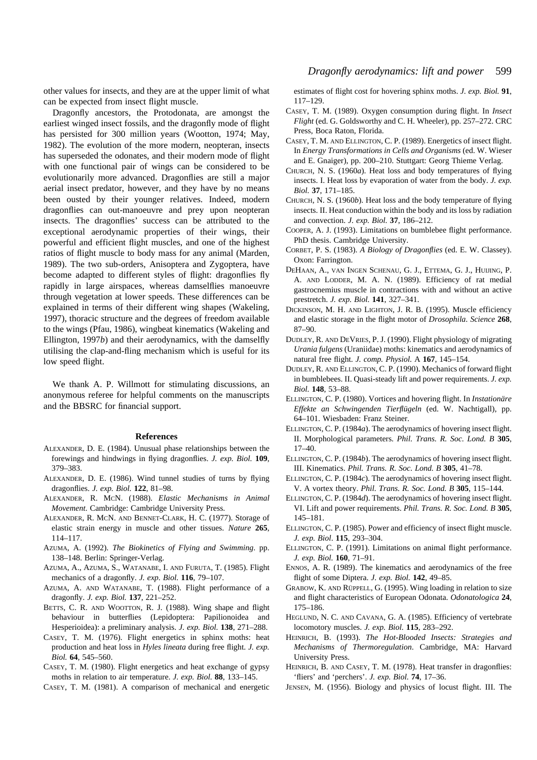other values for insects, and they are at the upper limit of what can be expected from insect flight muscle.

Dragonfly ancestors, the Protodonata, are amongst the earliest winged insect fossils, and the dragonfly mode of flight has persisted for 300 million years (Wootton, 1974; May, 1982). The evolution of the more modern, neopteran, insects has superseded the odonates, and their modern mode of flight with one functional pair of wings can be considered to be evolutionarily more advanced. Dragonflies are still a major aerial insect predator, however, and they have by no means been ousted by their younger relatives. Indeed, modern dragonflies can out-manoeuvre and prey upon neopteran insects. The dragonflies' success can be attributed to the exceptional aerodynamic properties of their wings, their powerful and efficient flight muscles, and one of the highest ratios of flight muscle to body mass for any animal (Marden, 1989). The two sub-orders, Anisoptera and Zygoptera, have become adapted to different styles of flight: dragonflies fly rapidly in large airspaces, whereas damselflies manoeuvre through vegetation at lower speeds. These differences can be explained in terms of their different wing shapes (Wakeling, 1997), thoracic structure and the degrees of freedom available to the wings (Pfau, 1986), wingbeat kinematics (Wakeling and Ellington, 1997*b*) and their aerodynamics, with the damselfly utilising the clap-and-fling mechanism which is useful for its low speed flight.

We thank A. P. Willmott for stimulating discussions, an anonymous referee for helpful comments on the manuscripts and the BBSRC for financial support.

## References

Alexander, D. E. (1984). Unusual phase relationships between the forewings and hindwings in flying dragonflies. *J. exp. Biol.* **109**, 379–383.

Alexander, D. E. (1986). Wind tunnel studies of turns by flying dragonflies. *J. exp. Biol.* **122**, 81–98.

Alexander, R. McN. (1988). *Elastic Mechanisms in Animal Movement*. Cambridge: Cambridge University Press.

Alexander, R. McN. and Bennet-Clark, H. C. (1977). Storage of elastic strain energy in muscle and other tissues. *Nature* **265**, 114–117.

Azuma, A. (1992). *The Biokinetics of Flying and Swimming*. pp. 138–148. Berlin: Springer-Verlag.

Azuma, A., Azuma, S., Watanabe, I. and Furuta, T. (1985). Flight mechanics of a dragonfly. *J. exp. Biol.* **116**, 79–107.

Azuma, A. and Watanabe, T. (1988). Flight performance of a dragonfly. *J. exp. Biol.* **137**, 221–252.

Betts, C. R. and Wootton, R. J. (1988). Wing shape and flight behaviour in butterflies (Lepidoptera: Papilionoidea and Hesperioidea): a preliminary analysis. *J. exp. Biol.* **138**, 271–288.

Casey, T. M. (1976). Flight energetics in sphinx moths: heat production and heat loss in *Hyles lineata* during free flight. *J. exp. Biol.* **64**, 545–560.

Casey, T. M. (1980). Flight energetics and heat exchange of gypsy moths in relation to air temperature. *J. exp. Biol.* **88**, 133–145.

Casey, T. M. (1981). A comparison of mechanical and energetic estimates of flight cost for hovering sphinx moths. *J. exp. Biol.* **91**, 117–129.

Casey, T. M. (1989). Oxygen consumption during flight. In *Insect Flight* (ed. G. Goldsworthy and C. H. Wheeler), pp. 257–272. CRC Press, Boca Raton, Florida.

Casey, T. M. and Ellington, C. P. (1989). Energetics of insect flight. In *Energy Transformations in Cells and Organisms* (ed. W. Wieser and E. Gnaiger), pp. 200–210. Stuttgart: Georg Thieme Verlag.

Church, N. S. (1960*a*). Heat loss and body temperatures of flying insects. I. Heat loss by evaporation of water from the body. *J. exp. Biol.* **37**, 171–185.

Church, N. S. (1960*b*). Heat loss and the body temperature of flying insects. II. Heat conduction within the body and its loss by radiation and convection. *J. exp. Biol.* **37**, 186–212.

Cooper, A. J. (1993). Limitations on bumblebee flight performance. PhD thesis. Cambridge University.

Corbet, P. S. (1983). *A Biology of Dragonflies* (ed. E. W. Classey). Oxon: Farrington.

DeHaan, A., van Ingen Schenau, G. J., Ettema, G. J., Huijing, P. A. and Lodder, M. A. N. (1989). Efficiency of rat medial gastrocnemius muscle in contractions with and without an active prestretch. *J. exp. Biol.* **141**, 327–341.

Dickinson, M. H. and Lighton, J. R. B. (1995). Muscle efficiency and elastic storage in the flight motor of *Drosophila*. *Science* **268**, 87–90.

Dudley, R. and DeVries, P. J. (1990). Flight physiology of migrating *Urania fulgens* (Uraniidae) moths: kinematics and aerodynamics of natural free flight. *J. comp. Physiol.* A **167**, 145–154.

Dudley, R. and Ellington, C. P. (1990). Mechanics of forward flight in bumblebees. II. Quasi-steady lift and power requirements. *J. exp. Biol.* **148**, 53–88.

Ellington, C. P. (1980). Vortices and hovering flight. In *Instationäre Effekte an Schwingenden Tierflügeln* (ed. W. Nachtigall), pp. 64–101. Wiesbaden: Franz Steiner.

Ellington, C. P. (1984*a*). The aerodynamics of hovering insect flight. II. Morphological parameters. *Phil. Trans. R. Soc. Lond. B* **305**, 17–40.

Ellington, C. P. (1984*b*). The aerodynamics of hovering insect flight. III. Kinematics. *Phil. Trans. R. Soc. Lond. B* **305**, 41–78.

Ellington, C. P. (1984*c*). The aerodynamics of hovering insect flight. V. A vortex theory. *Phil. Trans. R. Soc. Lond. B* **305**, 115–144.

Ellington, C. P. (1984*d*). The aerodynamics of hovering insect flight. VI. Lift and power requirements. *Phil. Trans. R. Soc. Lond. B* **305**, 145–181.

Ellington, C. P. (1985). Power and efficiency of insect flight muscle. *J. exp. Biol*. **115**, 293–304.

Ellington, C. P. (1991). Limitations on animal flight performance. *J. exp. Biol.* **160**, 71–91.

Ennos, A. R. (1989). The kinematics and aerodynamics of the free flight of some Diptera. *J. exp. Biol.* **142**, 49–85.

Grabow, K. and Rüppell, G. (1995). Wing loading in relation to size and flight characteristics of European Odonata. *Odonatologica* **24**, 175–186.

Heglund, N. C. and Cavana, G. A. (1985). Efficiency of vertebrate locomotory muscles. *J. exp. Biol.* **115**, 283–292.

Heinrich, B. (1993). *The Hot-Blooded Insects: Strategies and Mechanisms of Thermoregulation*. Cambridge, MA: Harvard University Press.

Heinrich, B. and Casey, T. M. (1978). Heat transfer in dragonflies: 'fliers' and 'perchers'. *J. exp. Biol.* **74**, 17–36.

Jensen, M. (1956). Biology and physics of locust flight. III. The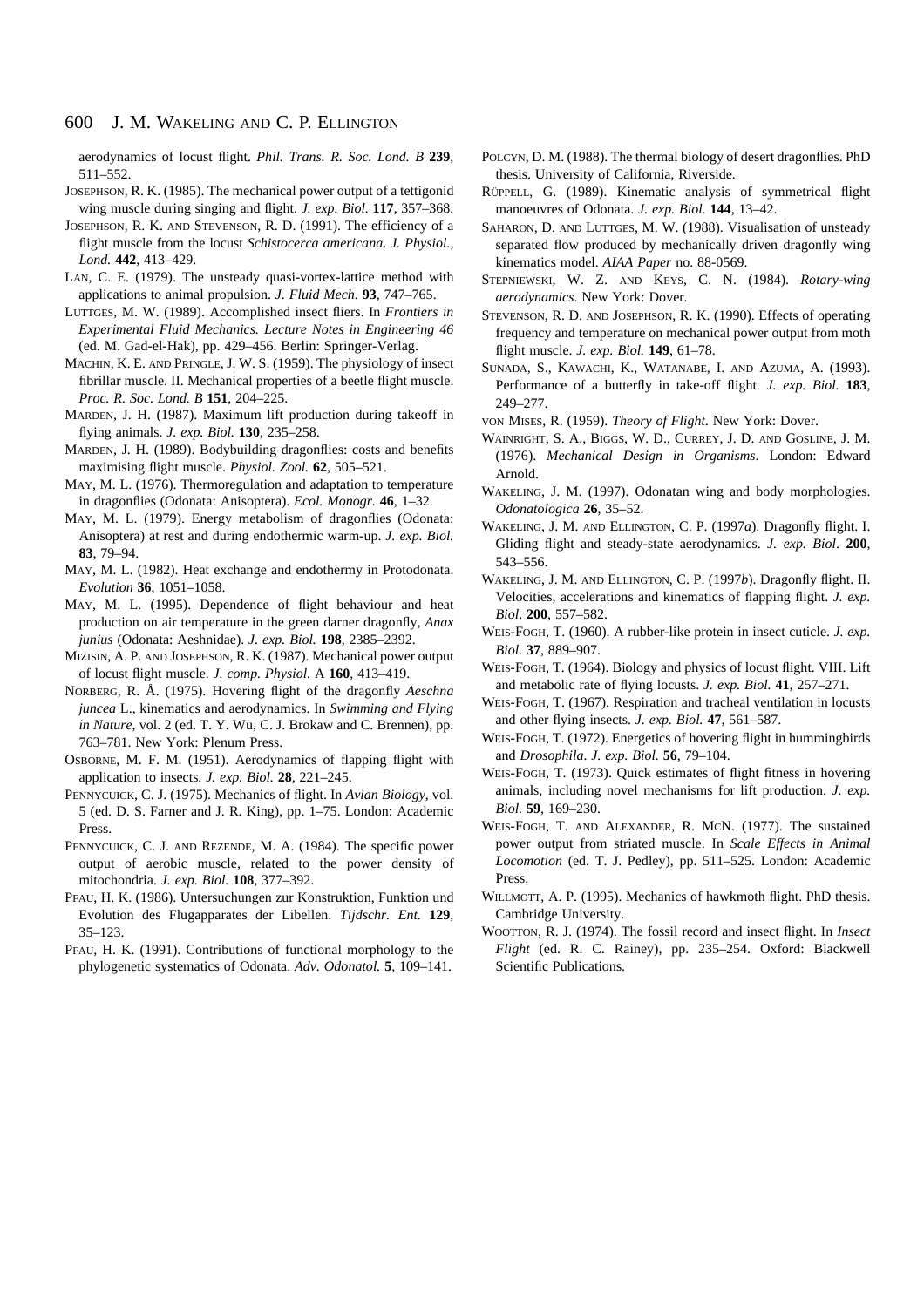aerodynamics of locust flight. *Phil. Trans. R. Soc. Lond. B* **239**, 511–552.

JOSEPHSON, R. K. (1985). The mechanical power output of a tettigonid wing muscle during singing and flight. *J. exp. Biol.* **117**, 357–368.

JOSEPHSON, R. K. AND STEVENSON, R. D. (1991). The efficiency of a flight muscle from the locust *Schistocerca americana*. *J. Physiol., Lond.* **442**, 413–429.

LAN, C. E. (1979). The unsteady quasi-vortex-lattice method with applications to animal propulsion. *J. Fluid Mech.* **93**, 747–765.

LUTTGES, M. W. (1989). Accomplished insect fliers. In *Frontiers in Experimental Fluid Mechanics. Lecture Notes in Engineering 46* (ed. M. Gad-el-Hak), pp. 429–456. Berlin: Springer-Verlag.

MACHIN, K. E. AND PRINGLE, J. W. S. (1959). The physiology of insect fibrillar muscle. II. Mechanical properties of a beetle flight muscle. *Proc. R. Soc. Lond. B* **151**, 204–225.

MARDEN, J. H. (1987). Maximum lift production during takeoff in flying animals. *J. exp. Biol.* **130**, 235–258.

MARDEN, J. H. (1989). Bodybuilding dragonflies: costs and benefits maximising flight muscle. *Physiol. Zool.* **62**, 505–521.

MAY, M. L. (1976). Thermoregulation and adaptation to temperature in dragonflies (Odonata: Anisoptera). *Ecol. Monogr.* **46**, 1–32.

MAY, M. L. (1979). Energy metabolism of dragonflies (Odonata: Anisoptera) at rest and during endothermic warm-up. *J. exp. Biol.* **83**, 79–94.

MAY, M. L. (1982). Heat exchange and endothermy in Protodonata. *Evolution* **36**, 1051–1058.

MAY, M. L. (1995). Dependence of flight behaviour and heat production on air temperature in the green darner dragonfly, *Anax junius* (Odonata: Aeshnidae). *J. exp. Biol.* **198**, 2385–2392.

MIZISIN, A. P. AND JOSEPHSON, R. K. (1987). Mechanical power output of locust flight muscle. *J. comp. Physiol.* A **160**, 413–419.

NORBERG, R. Å. (1975). Hovering flight of the dragonfly *Aeschna juncea* L., kinematics and aerodynamics. In *Swimming and Flying in Nature*, vol. 2 (ed. T. Y. Wu, C. J. Brokaw and C. Brennen), pp. 763–781. New York: Plenum Press.

OSBORNE, M. F. M. (1951). Aerodynamics of flapping flight with application to insects. *J. exp. Biol.* **28**, 221–245.

PENNYCUICK, C. J. (1975). Mechanics of flight. In *Avian Biology*, vol. 5 (ed. D. S. Farner and J. R. King), pp. 1–75. London: Academic Press.

PENNYCUICK, C. J. AND REZENDE, M. A. (1984). The specific power output of aerobic muscle, related to the power density of mitochondria. *J. exp. Biol.* **108**, 377–392.

PFAU, H. K. (1986). Untersuchungen zur Konstruktion, Funktion und Evolution des Flugapparates der Libellen. *Tijdschr. Ent.* **129**, 35–123.

PFAU, H. K. (1991). Contributions of functional morphology to the phylogenetic systematics of Odonata. *Adv. Odonatol.* **5**, 109–141.

POLCYN, D. M. (1988). The thermal biology of desert dragonflies. PhD thesis. University of California, Riverside.

RÜPPELL, G. (1989). Kinematic analysis of symmetrical flight manoeuvres of Odonata. *J. exp. Biol.* **144**, 13–42.

SAHARON, D. AND LUTTGES, M. W. (1988). Visualisation of unsteady separated flow produced by mechanically driven dragonfly wing kinematics model. *AIAA Paper* no. 88-0569.

STEPNIEWSKI, W. Z. AND KEYS, C. N. (1984). *Rotary-wing aerodynamics*. New York: Dover.

STEVENSON, R. D. AND JOSEPHSON, R. K. (1990). Effects of operating frequency and temperature on mechanical power output from moth flight muscle. *J. exp. Biol.* **149**, 61–78.

SUNADA, S., KAWACHI, K., WATANABE, I. AND AZUMA, A. (1993). Performance of a butterfly in take-off flight. *J. exp. Biol.* **183**, 249–277.

VON MISES, R. (1959). *Theory of Flight*. New York: Dover.

WAINRIGHT, S. A., BIGGS, W. D., CURREY, J. D. AND GOSLINE, J. M. (1976). *Mechanical Design in Organisms*. London: Edward Arnold.

WAKELING, J. M. (1997). Odonatan wing and body morphologies. *Odonatologica* **26**, 35–52.

WAKELING, J. M. AND ELLINGTON, C. P. (1997*a*). Dragonfly flight. I. Gliding flight and steady-state aerodynamics. *J. exp. Biol*. **200**, 543–556.

WAKELING, J. M. AND ELLINGTON, C. P. (1997*b*). Dragonfly flight. II. Velocities, accelerations and kinematics of flapping flight. *J. exp. Biol*. **200**, 557–582.

WEIS-FOGH, T. (1960). A rubber-like protein in insect cuticle. *J. exp. Biol.* **37**, 889–907.

WEIS-FOGH, T. (1964). Biology and physics of locust flight. VIII. Lift and metabolic rate of flying locusts. *J. exp. Biol.* **41**, 257–271.

WEIS-FOGH, T. (1967). Respiration and tracheal ventilation in locusts and other flying insects. *J. exp. Biol.* **47**, 561–587.

WEIS-FOGH, T. (1972). Energetics of hovering flight in hummingbirds and *Drosophila*. *J. exp. Biol.* **56**, 79–104.

WEIS-FOGH, T. (1973). Quick estimates of flight fitness in hovering animals, including novel mechanisms for lift production. *J. exp. Biol.* **59**, 169–230.

WEIS-FOGH, T. AND ALEXANDER, R. MCN. (1977). The sustained power output from striated muscle. In *Scale Effects in Animal Locomotion* (ed. T. J. Pedley), pp. 511–525. London: Academic Press.

WILLMOTT, A. P. (1995). Mechanics of hawkmoth flight. PhD thesis. Cambridge University.

WOOTTON, R. J. (1974). The fossil record and insect flight. In *Insect Flight* (ed. R. C. Rainey), pp. 235–254. Oxford: Blackwell Scientific Publications.